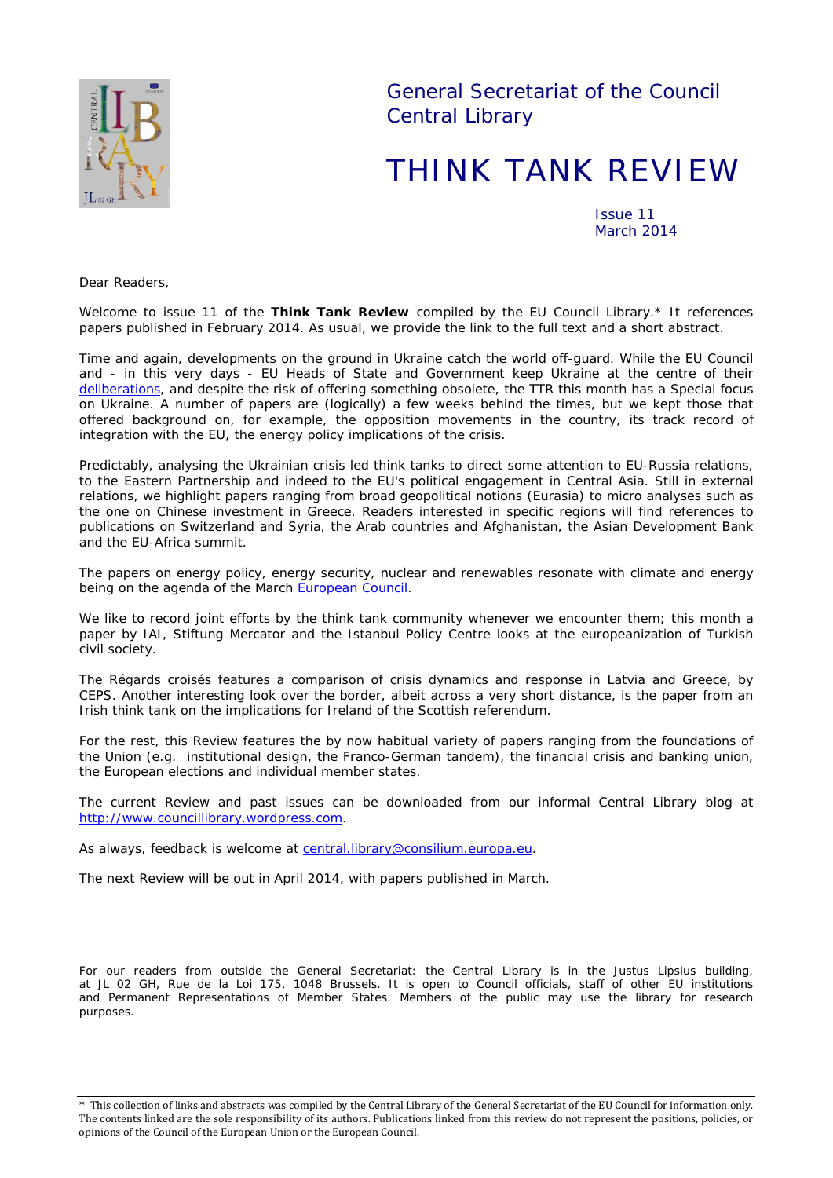General Secretariat of the Council
Central Library

# THINK TANK REVIEW

Issue 11
March 2014

Dear Readers,

Welcome to issue 11 of the **Think Tank Review** compiled by the EU Council Library.* It references papers published in February 2014. As usual, we provide the link to the full text and a short abstract.

Time and again, developments on the ground in Ukraine catch the world off-guard. While the EU Council and - in this very days - EU Heads of State and Government keep Ukraine at the centre of their [deliberations](), and despite the risk of offering something obsolete, the TTR this month has a Special focus on Ukraine. A number of papers are (logically) a few weeks behind the times, but we kept those that offered background on, for example, the opposition movements in the country, its track record of integration with the EU, the energy policy implications of the crisis.

Predictably, analysing the Ukrainian crisis led think tanks to direct some attention to EU-Russia relations, to the Eastern Partnership and indeed to the EU's political engagement in Central Asia. Still in external relations, we highlight papers ranging from broad geopolitical notions (Eurasia) to micro analyses such as the one on Chinese investment in Greece. Readers interested in specific regions will find references to publications on Switzerland and Syria, the Arab countries and Afghanistan, the Asian Development Bank and the EU-Africa summit.

The papers on energy policy, energy security, nuclear and renewables resonate with climate and energy being on the agenda of the March [European Council]().

We like to record joint efforts by the think tank community whenever we encounter them; this month a paper by IAI, Stiftung Mercator and the Istanbul Policy Centre looks at the europeanization of Turkish civil society.

The Régards croisés features a comparison of crisis dynamics and response in Latvia and Greece, by CEPS. Another interesting look over the border, albeit across a very short distance, is the paper from an Irish think tank on the implications for Ireland of the Scottish referendum.

For the rest, this Review features the by now habitual variety of papers ranging from the foundations of the Union (e.g. institutional design, the Franco-German tandem), the financial crisis and banking union, the European elections and individual member states.

The current Review and past issues can be downloaded from our informal Central Library blog at [http://www.councillibrary.wordpress.com](http://www.councillibrary.wordpress.com).

As always, feedback is welcome at [central.library@consilium.europa.eu](mailto:central.library@consilium.europa.eu).

The next Review will be out in April 2014, with papers published in March.

For our readers from outside the General Secretariat: the Central Library is in the Justus Lipsius building, at JL 02 GH, Rue de la Loi 175, 1048 Brussels. It is open to Council officials, staff of other EU institutions and Permanent Representations of Member States. Members of the public may use the library for research purposes.

* This collection of links and abstracts was compiled by the Central Library of the General Secretariat of the EU Council for information only. The contents linked are the sole responsibility of its authors. Publications linked from this review do not represent the positions, policies, or opinions of the Council of the European Union or the European Council.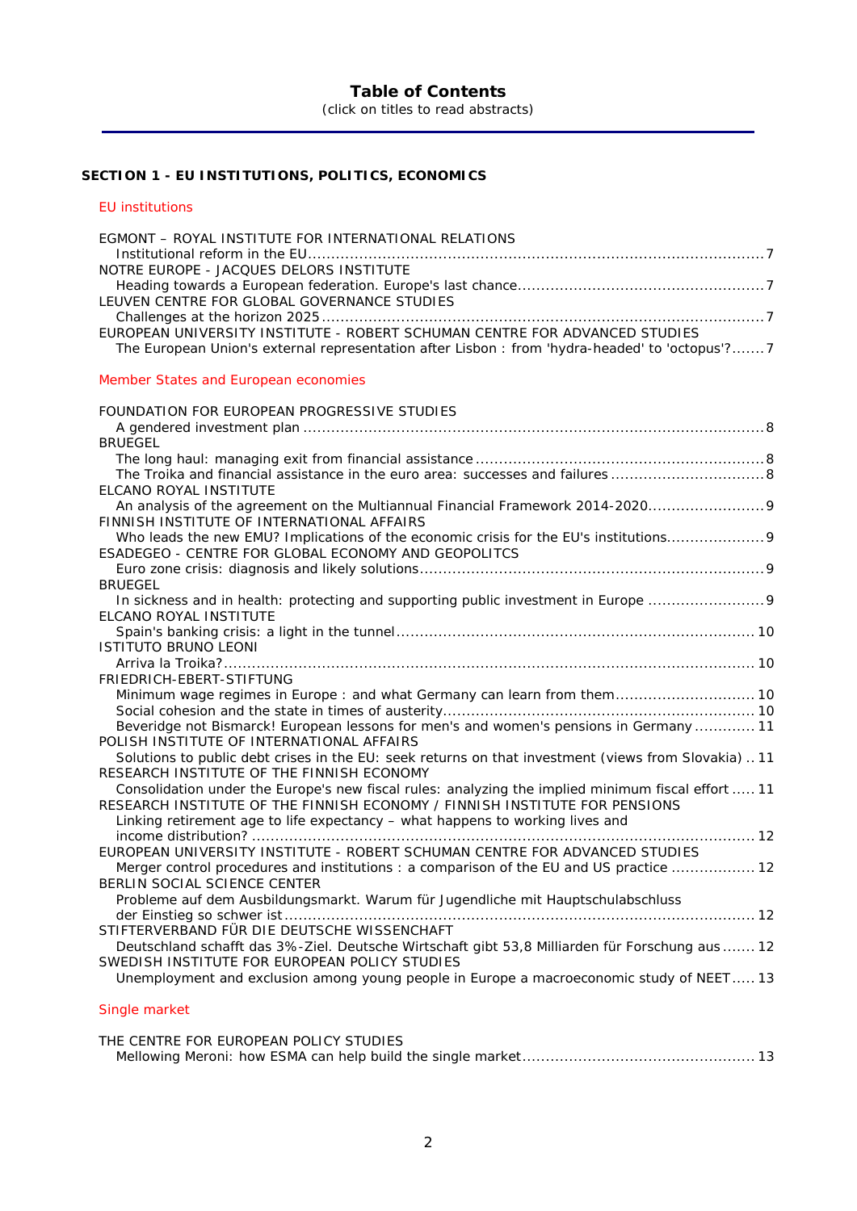# Table of Contents

(click on titles to read abstracts)

## SECTION 1 - EU INSTITUTIONS, POLITICS, ECONOMICS

### EU institutions

EGMONT – ROYAL INSTITUTE FOR INTERNATIONAL RELATIONS
- Institutional reform in the EU ........................................................................................................ 7

NOTRE EUROPE - JACQUES DELORS INSTITUTE
- Heading towards a European federation. Europe's last chance ........................................................ 7

LEUVEN CENTRE FOR GLOBAL GOVERNANCE STUDIES
- Challenges at the horizon 2025 ....................................................................................................... 7

EUROPEAN UNIVERSITY INSTITUTE - ROBERT SCHUMAN CENTRE FOR ADVANCED STUDIES
- The European Union's external representation after Lisbon : from 'hydra-headed' to 'octopus'? ....... 7

### Member States and European economies

FOUNDATION FOR EUROPEAN PROGRESSIVE STUDIES
- A gendered investment plan ............................................................................................................ 8

BRUEGEL
- The long haul: managing exit from financial assistance ..................................................................... 8
- The Troika and financial assistance in the euro area: successes and failures ..................................... 8

ELCANO ROYAL INSTITUTE
- An analysis of the agreement on the Multiannual Financial Framework 2014-2020 ............................. 9

FINNISH INSTITUTE OF INTERNATIONAL AFFAIRS
- Who leads the new EMU? Implications of the economic crisis for the EU's institutions ....................... 9

ESADEGEO - CENTRE FOR GLOBAL ECONOMY AND GEOPOLITCS
- Euro zone crisis: diagnosis and likely solutions ................................................................................. 9

BRUEGEL
- In sickness and in health: protecting and supporting public investment in Europe ............................ 9

ELCANO ROYAL INSTITUTE
- Spain's banking crisis: a light in the tunnel ....................................................................................... 10

ISTITUTO BRUNO LEONI
- Arriva la Troika? ............................................................................................................................. 10

FRIEDRICH-EBERT-STIFTUNG
- Minimum wage regimes in Europe : and what Germany can learn from them .................................. 10
- Social cohesion and the state in times of austerity ........................................................................... 10
- Beveridge not Bismarck! European lessons for men's and women's pensions in Germany ................ 11

POLISH INSTITUTE OF INTERNATIONAL AFFAIRS
- Solutions to public debt crises in the EU: seek returns on that investment (views from Slovakia) ...... 11

RESEARCH INSTITUTE OF THE FINNISH ECONOMY
- Consolidation under the Europe's new fiscal rules: analyzing the implied minimum fiscal effort ......... 11

RESEARCH INSTITUTE OF THE FINNISH ECONOMY / FINNISH INSTITUTE FOR PENSIONS
- Linking retirement age to life expectancy – what happens to working lives and income distribution? ... 12

EUROPEAN UNIVERSITY INSTITUTE - ROBERT SCHUMAN CENTRE FOR ADVANCED STUDIES
- Merger control procedures and institutions : a comparison of the EU and US practice ...................... 12

BERLIN SOCIAL SCIENCE CENTER
- Probleme auf dem Ausbildungsmarkt. Warum für Jugendliche mit Hauptschulabschluss der Einstieg so schwer ist ... 12

STIFTERVERBAND FÜR DIE DEUTSCHE WISSENSCHAFT
- Deutschland schafft das 3%-Ziel. Deutsche Wirtschaft gibt 53,8 Milliarden für Forschung aus ......... 12

SWEDISH INSTITUTE FOR EUROPEAN POLICY STUDIES
- Unemployment and exclusion among young people in Europe a macroeconomic study of NEET ..... 13

### Single market

THE CENTRE FOR EUROPEAN POLICY STUDIES
- Mellowing Meroni: how ESMA can help build the single market ....................................................... 13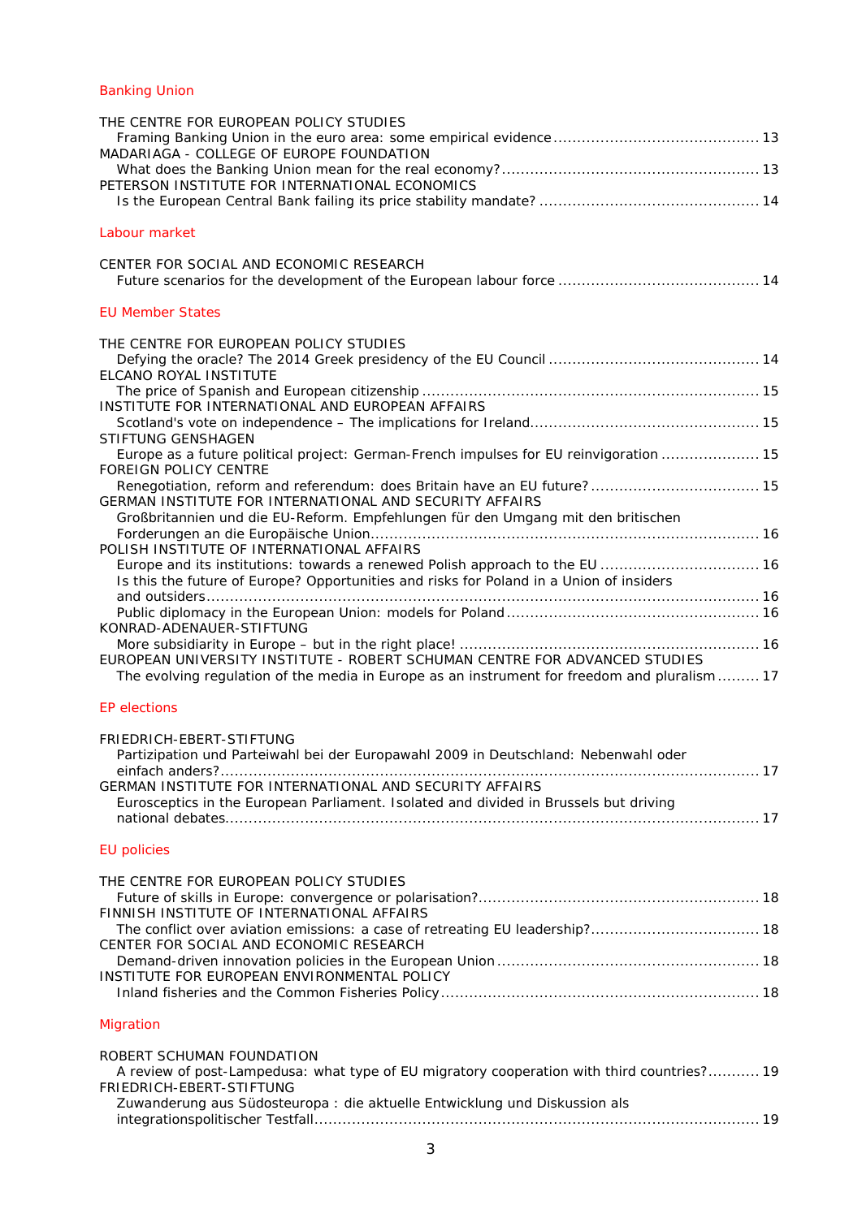## Banking Union

THE CENTRE FOR EUROPEAN POLICY STUDIES
- Framing Banking Union in the euro area: some empirical evidence ........................................... 13

MADARIAGA - COLLEGE OF EUROPE FOUNDATION
- What does the Banking Union mean for the real economy? ....................................................... 13

PETERSON INSTITUTE FOR INTERNATIONAL ECONOMICS
- Is the European Central Bank failing its price stability mandate? .............................................. 14

## Labour market

CENTER FOR SOCIAL AND ECONOMIC RESEARCH
- Future scenarios for the development of the European labour force .......................................... 14

## EU Member States

THE CENTRE FOR EUROPEAN POLICY STUDIES
- Defying the oracle? The 2014 Greek presidency of the EU Council ............................................ 14

ELCANO ROYAL INSTITUTE
- The price of Spanish and European citizenship ........................................................................ 15

INSTITUTE FOR INTERNATIONAL AND EUROPEAN AFFAIRS
- Scotland's vote on independence – The implications for Ireland................................................ 15

STIFTUNG GENSHAGEN
- Europe as a future political project: German-French impulses for EU reinvigoration ..................... 15

FOREIGN POLICY CENTRE
- Renegotiation, reform and referendum: does Britain have an EU future? .................................... 15

GERMAN INSTITUTE FOR INTERNATIONAL AND SECURITY AFFAIRS
- Großbritannien und die EU-Reform. Empfehlungen für den Umgang mit den britischen Forderungen an die Europäische Union.................................................................................. 16

POLISH INSTITUTE OF INTERNATIONAL AFFAIRS
- Europe and its institutions: towards a renewed Polish approach to the EU ................................. 16
- Is this the future of Europe? Opportunities and risks for Poland in a Union of insiders and outsiders..................................................................................................................... 16
- Public diplomacy in the European Union: models for Poland ..................................................... 16

KONRAD-ADENAUER-STIFTUNG
- More subsidiarity in Europe – but in the right place! ................................................................ 16

EUROPEAN UNIVERSITY INSTITUTE - ROBERT SCHUMAN CENTRE FOR ADVANCED STUDIES
- The evolving regulation of the media in Europe as an instrument for freedom and pluralism......... 17

## EP elections

FRIEDRICH-EBERT-STIFTUNG
- Partizipation und Parteiwahl bei der Europawahl 2009 in Deutschland: Nebenwahl oder einfach anders?.................................................................................................................. 17

GERMAN INSTITUTE FOR INTERNATIONAL AND SECURITY AFFAIRS
- Eurosceptics in the European Parliament. Isolated and divided in Brussels but driving national debates................................................................................................................. 17

## EU policies

THE CENTRE FOR EUROPEAN POLICY STUDIES
- Future of skills in Europe: convergence or polarisation?........................................................... 18

FINNISH INSTITUTE OF INTERNATIONAL AFFAIRS
- The conflict over aviation emissions: a case of retreating EU leadership?................................... 18

CENTER FOR SOCIAL AND ECONOMIC RESEARCH
- Demand-driven innovation policies in the European Union ....................................................... 18

INSTITUTE FOR EUROPEAN ENVIRONMENTAL POLICY
- Inland fisheries and the Common Fisheries Policy .................................................................... 18

## Migration

ROBERT SCHUMAN FOUNDATION
- A review of post-Lampedusa: what type of EU migratory cooperation with third countries?........... 19

FRIEDRICH-EBERT-STIFTUNG
- Zuwanderung aus Südosteuropa : die aktuelle Entwicklung und Diskussion als integrationspolitischer Testfall............................................................................................... 19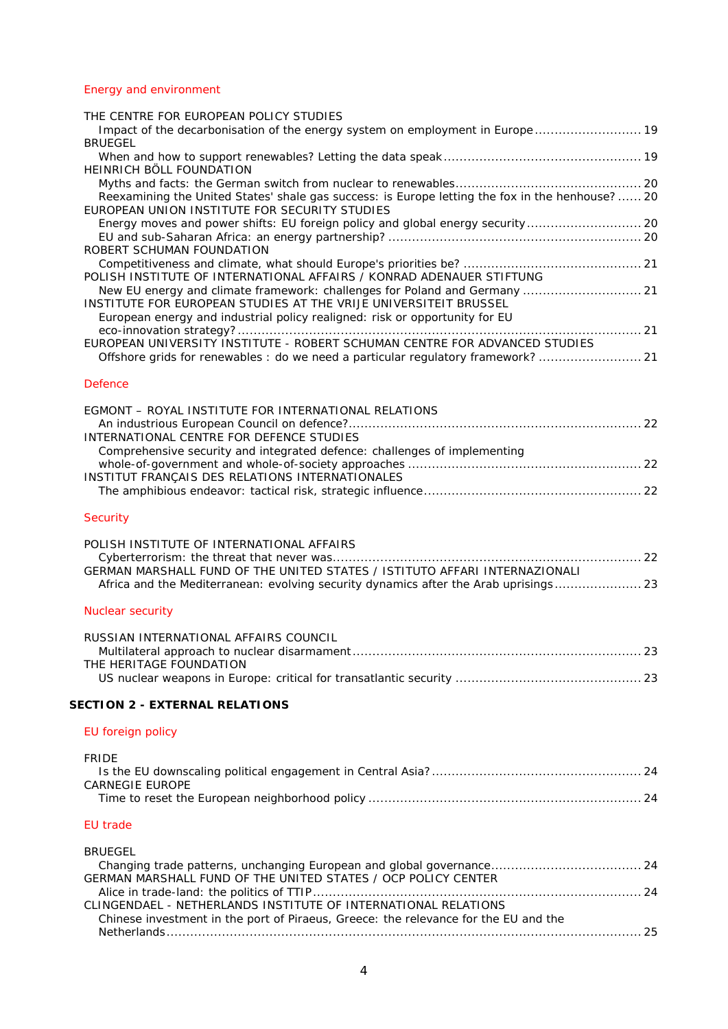### Energy and environment

THE CENTRE FOR EUROPEAN POLICY STUDIES
Impact of the decarbonisation of the energy system on employment in Europe ........................... 19
BRUEGEL
When and how to support renewables? Letting the data speak .................................................. 19
HEINRICH BÖLL FOUNDATION
Myths and facts: the German switch from nuclear to renewables ............................................... 20
Reexamining the United States' shale gas success: is Europe letting the fox in the henhouse? ...... 20
EUROPEAN UNION INSTITUTE FOR SECURITY STUDIES
Energy moves and power shifts: EU foreign policy and global energy security ............................. 20
EU and sub-Saharan Africa: an energy partnership? ................................................................ 20
ROBERT SCHUMAN FOUNDATION
Competitiveness and climate, what should Europe's priorities be? ............................................. 21
POLISH INSTITUTE OF INTERNATIONAL AFFAIRS / KONRAD ADENAUER STIFTUNG
New EU energy and climate framework: challenges for Poland and Germany .............................. 21
INSTITUTE FOR EUROPEAN STUDIES AT THE VRIJE UNIVERSITEIT BRUSSEL
European energy and industrial policy realigned: risk or opportunity for EU eco-innovation strategy? ...................................................................................................... 21
EUROPEAN UNIVERSITY INSTITUTE - ROBERT SCHUMAN CENTRE FOR ADVANCED STUDIES
Offshore grids for renewables : do we need a particular regulatory framework? .......................... 21

### Defence

EGMONT – ROYAL INSTITUTE FOR INTERNATIONAL RELATIONS
An industrious European Council on defence? .......................................................................... 22
INTERNATIONAL CENTRE FOR DEFENCE STUDIES
Comprehensive security and integrated defence: challenges of implementing whole-of-government and whole-of-society approaches ........................................................... 22
INSTITUT FRANÇAIS DES RELATIONS INTERNATIONALES
The amphibious endeavor: tactical risk, strategic influence ....................................................... 22

### Security

POLISH INSTITUTE OF INTERNATIONAL AFFAIRS
Cyberterrorism: the threat that never was .............................................................................. 22
GERMAN MARSHALL FUND OF THE UNITED STATES / ISTITUTO AFFARI INTERNAZIONALI
Africa and the Mediterranean: evolving security dynamics after the Arab uprisings ...................... 23

### Nuclear security

RUSSIAN INTERNATIONAL AFFAIRS COUNCIL
Multilateral approach to nuclear disarmament ......................................................................... 23
THE HERITAGE FOUNDATION
US nuclear weapons in Europe: critical for transatlantic security ............................................... 23

## SECTION 2 - EXTERNAL RELATIONS

### EU foreign policy

FRIDE
Is the EU downscaling political engagement in Central Asia? ..................................................... 24
CARNEGIE EUROPE
Time to reset the European neighborhood policy ..................................................................... 24

### EU trade

BRUEGEL
Changing trade patterns, unchanging European and global governance ...................................... 24
GERMAN MARSHALL FUND OF THE UNITED STATES / OCP POLICY CENTER
Alice in trade-land: the politics of TTIP ................................................................................... 24
CLINGENDAEL - NETHERLANDS INSTITUTE OF INTERNATIONAL RELATIONS
Chinese investment in the port of Piraeus, Greece: the relevance for the EU and the Netherlands ........................................................................................................................ 25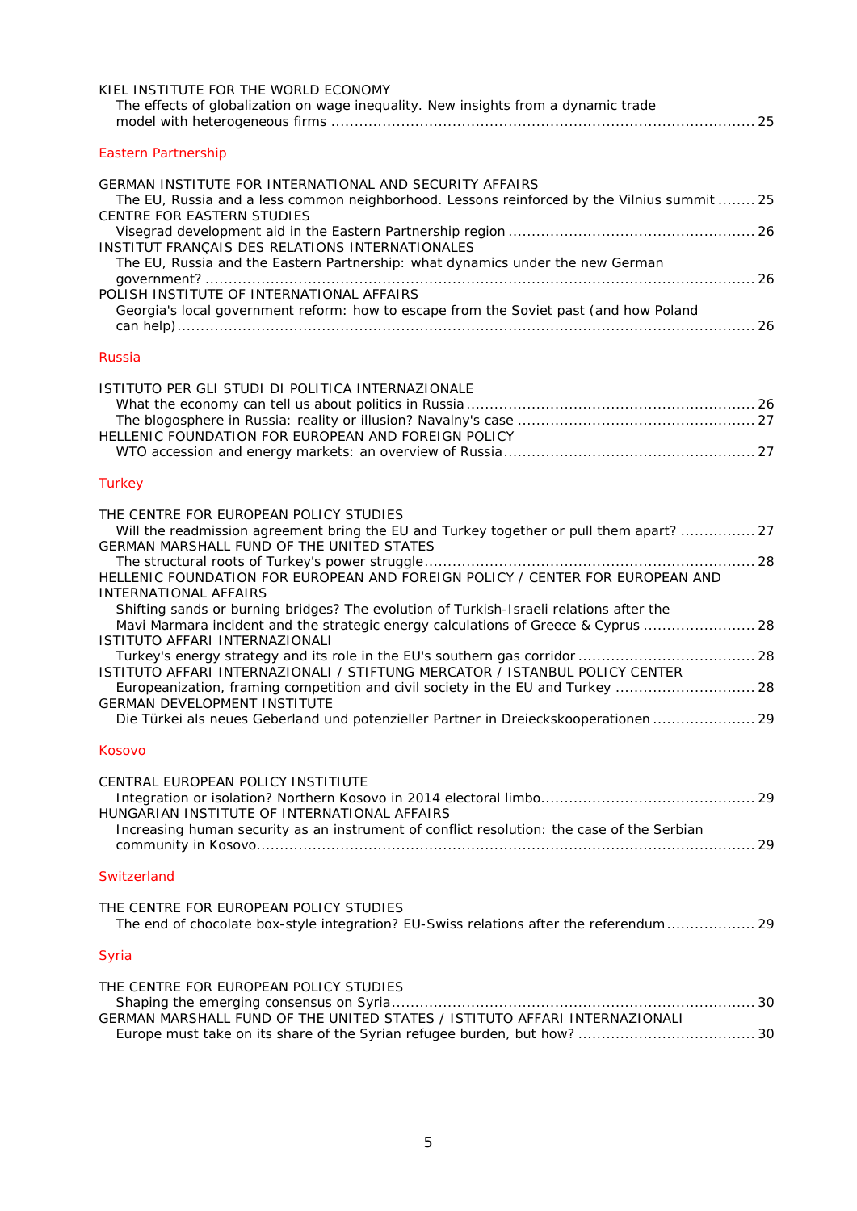KIEL INSTITUTE FOR THE WORLD ECONOMY
The effects of globalization on wage inequality. New insights from a dynamic trade model with heterogeneous firms ........................................................................................ 25

## Eastern Partnership

GERMAN INSTITUTE FOR INTERNATIONAL AND SECURITY AFFAIRS
The EU, Russia and a less common neighborhood. Lessons reinforced by the Vilnius summit ........ 25
CENTRE FOR EASTERN STUDIES
Visegrad development aid in the Eastern Partnership region .................................................... 26
INSTITUT FRANÇAIS DES RELATIONS INTERNATIONALES
The EU, Russia and the Eastern Partnership: what dynamics under the new German government? ..................................................................................................................... 26
POLISH INSTITUTE OF INTERNATIONAL AFFAIRS
Georgia's local government reform: how to escape from the Soviet past (and how Poland can help) ........................................................................................................................... 26

## Russia

ISTITUTO PER GLI STUDI DI POLITICA INTERNAZIONALE
What the economy can tell us about politics in Russia ............................................................ 26
The blogosphere in Russia: reality or illusion? Navalny's case .................................................. 27
HELLENIC FOUNDATION FOR EUROPEAN AND FOREIGN POLICY
WTO accession and energy markets: an overview of Russia ..................................................... 27

## Turkey

THE CENTRE FOR EUROPEAN POLICY STUDIES
Will the readmission agreement bring the EU and Turkey together or pull them apart? ................ 27
GERMAN MARSHALL FUND OF THE UNITED STATES
The structural roots of Turkey's power struggle ....................................................................... 28
HELLENIC FOUNDATION FOR EUROPEAN AND FOREIGN POLICY / CENTER FOR EUROPEAN AND INTERNATIONAL AFFAIRS
Shifting sands or burning bridges? The evolution of Turkish-Israeli relations after the Mavi Marmara incident and the strategic energy calculations of Greece & Cyprus ........................ 28
ISTITUTO AFFARI INTERNAZIONALI
Turkey's energy strategy and its role in the EU's southern gas corridor ...................................... 28
ISTITUTO AFFARI INTERNAZIONALI / STIFTUNG MERCATOR / ISTANBUL POLICY CENTER
Europeanization, framing competition and civil society in the EU and Turkey .............................. 28
GERMAN DEVELOPMENT INSTITUTE
Die Türkei als neues Geberland und potenzieller Partner in Dreieckskooperationen ...................... 29

## Kosovo

CENTRAL EUROPEAN POLICY INSTIITUTE
Integration or isolation? Northern Kosovo in 2014 electoral limbo............................................. 29
HUNGARIAN INSTITUTE OF INTERNATIONAL AFFAIRS
Increasing human security as an instrument of conflict resolution: the case of the Serbian community in Kosovo.......................................................................................................... 29

## Switzerland

THE CENTRE FOR EUROPEAN POLICY STUDIES
The end of chocolate box-style integration? EU-Swiss relations after the referendum ................... 29

## Syria

THE CENTRE FOR EUROPEAN POLICY STUDIES
Shaping the emerging consensus on Syria............................................................................... 30
GERMAN MARSHALL FUND OF THE UNITED STATES / ISTITUTO AFFARI INTERNAZIONALI
Europe must take on its share of the Syrian refugee burden, but how? ...................................... 30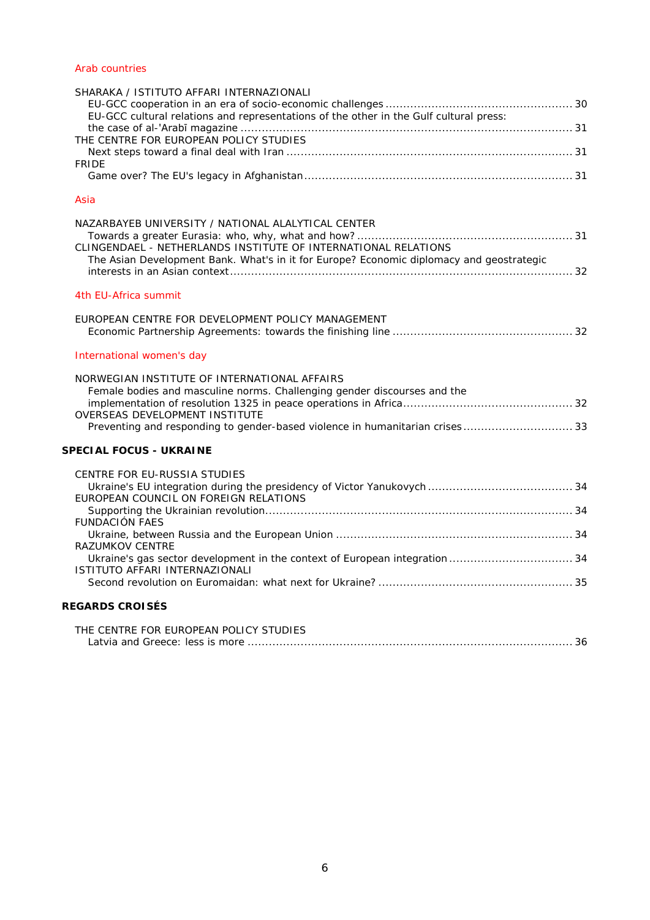Arab countries

SHARAKA / ISTITUTO AFFARI INTERNAZIONALI

EU-GCC cooperation in an era of socio-economic challenges .................................................... 30

EU-GCC cultural relations and representations of the other in the Gulf cultural press: the case of al-'Arabī magazine .............................................................................................. 31

THE CENTRE FOR EUROPEAN POLICY STUDIES

Next steps toward a final deal with Iran ................................................................................ 31

FRIDE

Game over? The EU's legacy in Afghanistan ........................................................................... 31

Asia

NAZARBAYEB UNIVERSITY / NATIONAL ALALYTICAL CENTER

Towards a greater Eurasia: who, why, what and how? ............................................................ 31

CLINGENDAEL - NETHERLANDS INSTITUTE OF INTERNATIONAL RELATIONS

The Asian Development Bank. What's in it for Europe? Economic diplomacy and geostrategic interests in an Asian context ................................................................................................ 32

4th EU-Africa summit

EUROPEAN CENTRE FOR DEVELOPMENT POLICY MANAGEMENT

Economic Partnership Agreements: towards the finishing line .................................................. 32

International women's day

NORWEGIAN INSTITUTE OF INTERNATIONAL AFFAIRS

Female bodies and masculine norms. Challenging gender discourses and the implementation of resolution 1325 in peace operations in Africa ................................................ 32

OVERSEAS DEVELOPMENT INSTITUTE

Preventing and responding to gender-based violence in humanitarian crises ............................... 33

**SPECIAL FOCUS - UKRAINE**

CENTRE FOR EU-RUSSIA STUDIES

Ukraine's EU integration during the presidency of Victor Yanukovych ......................................... 34

EUROPEAN COUNCIL ON FOREIGN RELATIONS

Supporting the Ukrainian revolution ...................................................................................... 34

FUNDACIÓN FAES

Ukraine, between Russia and the European Union .................................................................. 34

RAZUMKOV CENTRE

Ukraine's gas sector development in the context of European integration .................................. 34

ISTITUTO AFFARI INTERNAZIONALI

Second revolution on Euromaidan: what next for Ukraine? ...................................................... 35

**REGARDS CROISÉS**

THE CENTRE FOR EUROPEAN POLICY STUDIES

Latvia and Greece: less is more ........................................................................................... 36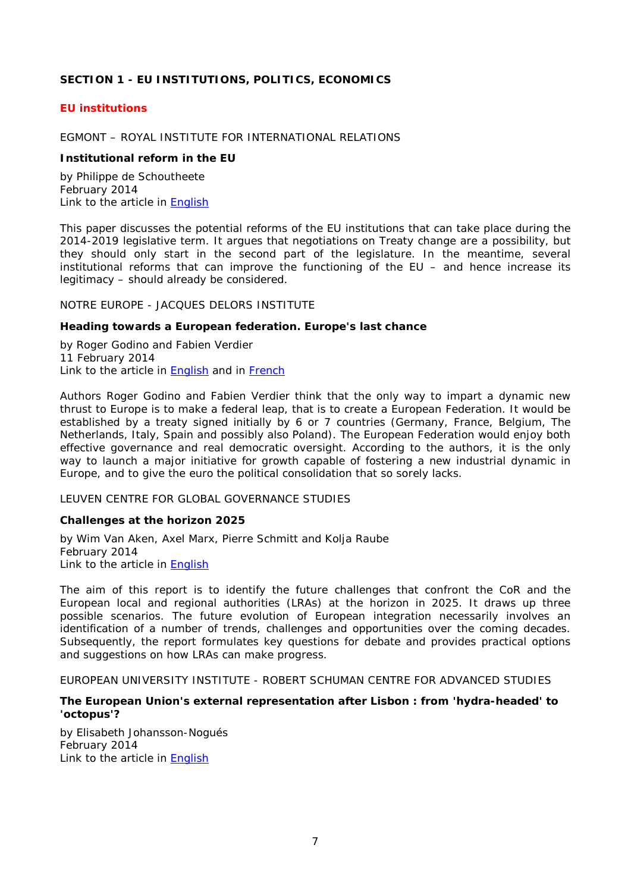## SECTION 1 - EU INSTITUTIONS, POLITICS, ECONOMICS

### EU institutions

EGMONT – ROYAL INSTITUTE FOR INTERNATIONAL RELATIONS

**Institutional reform in the EU**

by Philippe de Schoutheete
February 2014
Link to the article in English

This paper discusses the potential reforms of the EU institutions that can take place during the 2014-2019 legislative term. It argues that negotiations on Treaty change are a possibility, but they should only start in the second part of the legislature. In the meantime, several institutional reforms that can improve the functioning of the EU – and hence increase its legitimacy – should already be considered.

NOTRE EUROPE - JACQUES DELORS INSTITUTE

**Heading towards a European federation. Europe's last chance**

by Roger Godino and Fabien Verdier
11 February 2014
Link to the article in English and in French

Authors Roger Godino and Fabien Verdier think that the only way to impart a dynamic new thrust to Europe is to make a federal leap, that is to create a European Federation. It would be established by a treaty signed initially by 6 or 7 countries (Germany, France, Belgium, The Netherlands, Italy, Spain and possibly also Poland). The European Federation would enjoy both effective governance and real democratic oversight. According to the authors, it is the only way to launch a major initiative for growth capable of fostering a new industrial dynamic in Europe, and to give the euro the political consolidation that so sorely lacks.

LEUVEN CENTRE FOR GLOBAL GOVERNANCE STUDIES

**Challenges at the horizon 2025**

by Wim Van Aken, Axel Marx, Pierre Schmitt and Kolja Raube
February 2014
Link to the article in English

The aim of this report is to identify the future challenges that confront the CoR and the European local and regional authorities (LRAs) at the horizon in 2025. It draws up three possible scenarios. The future evolution of European integration necessarily involves an identification of a number of trends, challenges and opportunities over the coming decades. Subsequently, the report formulates key questions for debate and provides practical options and suggestions on how LRAs can make progress.

EUROPEAN UNIVERSITY INSTITUTE - ROBERT SCHUMAN CENTRE FOR ADVANCED STUDIES

**The European Union's external representation after Lisbon : from 'hydra-headed' to 'octopus'?**

by Elisabeth Johansson-Nogués
February 2014
Link to the article in English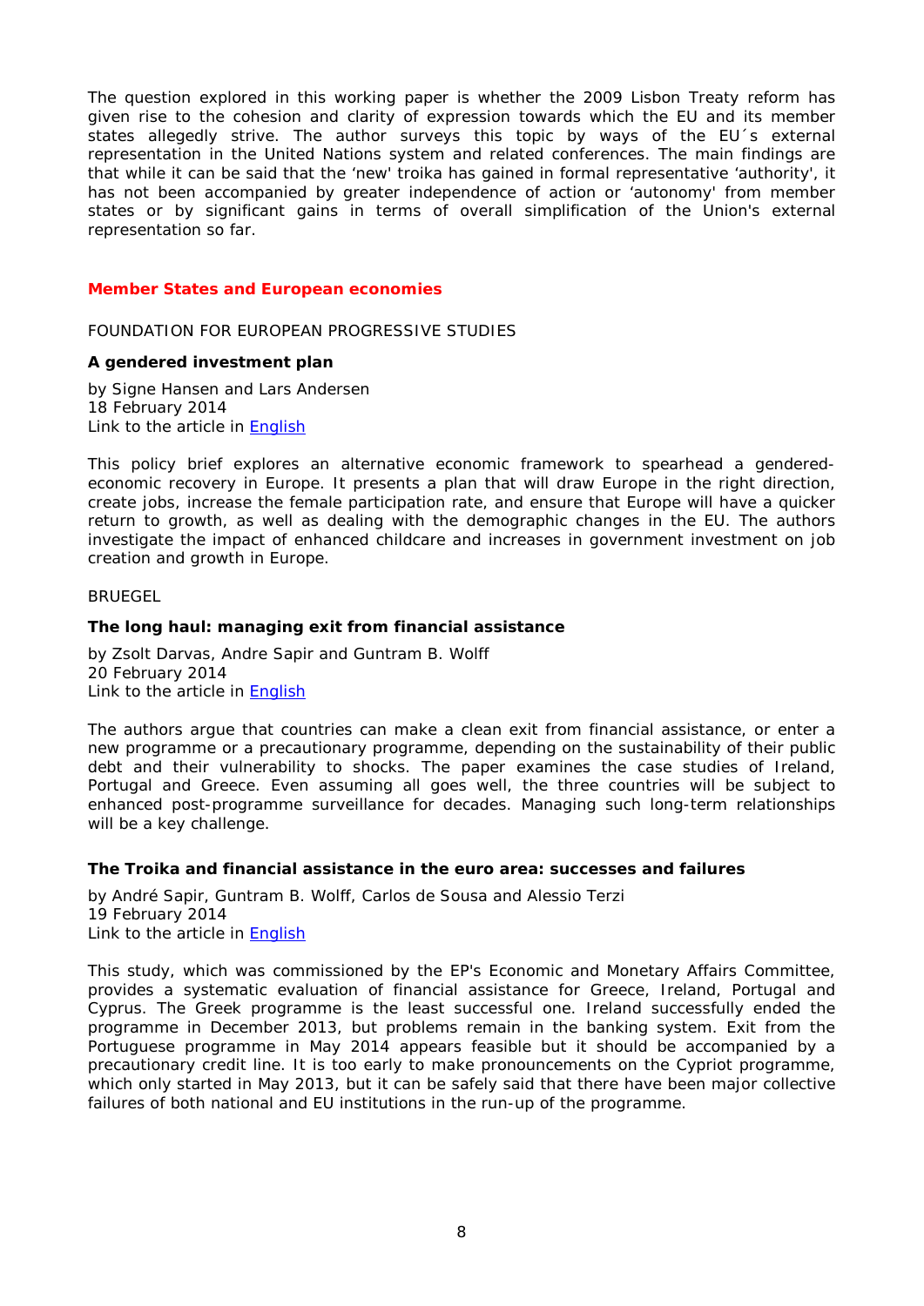The question explored in this working paper is whether the 2009 Lisbon Treaty reform has given rise to the cohesion and clarity of expression towards which the EU and its member states allegedly strive. The author surveys this topic by ways of the EU´s external representation in the United Nations system and related conferences. The main findings are that while it can be said that the 'new' troika has gained in formal representative 'authority', it has not been accompanied by greater independence of action or 'autonomy' from member states or by significant gains in terms of overall simplification of the Union's external representation so far.

## Member States and European economies

FOUNDATION FOR EUROPEAN PROGRESSIVE STUDIES

### A gendered investment plan

by Signe Hansen and Lars Andersen
18 February 2014
Link to the article in English

This policy brief explores an alternative economic framework to spearhead a gendered-economic recovery in Europe. It presents a plan that will draw Europe in the right direction, create jobs, increase the female participation rate, and ensure that Europe will have a quicker return to growth, as well as dealing with the demographic changes in the EU. The authors investigate the impact of enhanced childcare and increases in government investment on job creation and growth in Europe.

BRUEGEL

### The long haul: managing exit from financial assistance

by Zsolt Darvas, Andre Sapir and Guntram B. Wolff
20 February 2014
Link to the article in English

The authors argue that countries can make a clean exit from financial assistance, or enter a new programme or a precautionary programme, depending on the sustainability of their public debt and their vulnerability to shocks. The paper examines the case studies of Ireland, Portugal and Greece. Even assuming all goes well, the three countries will be subject to enhanced post-programme surveillance for decades. Managing such long-term relationships will be a key challenge.

### The Troika and financial assistance in the euro area: successes and failures

by André Sapir, Guntram B. Wolff, Carlos de Sousa and Alessio Terzi
19 February 2014
Link to the article in English

This study, which was commissioned by the EP's Economic and Monetary Affairs Committee, provides a systematic evaluation of financial assistance for Greece, Ireland, Portugal and Cyprus. The Greek programme is the least successful one. Ireland successfully ended the programme in December 2013, but problems remain in the banking system. Exit from the Portuguese programme in May 2014 appears feasible but it should be accompanied by a precautionary credit line. It is too early to make pronouncements on the Cypriot programme, which only started in May 2013, but it can be safely said that there have been major collective failures of both national and EU institutions in the run-up of the programme.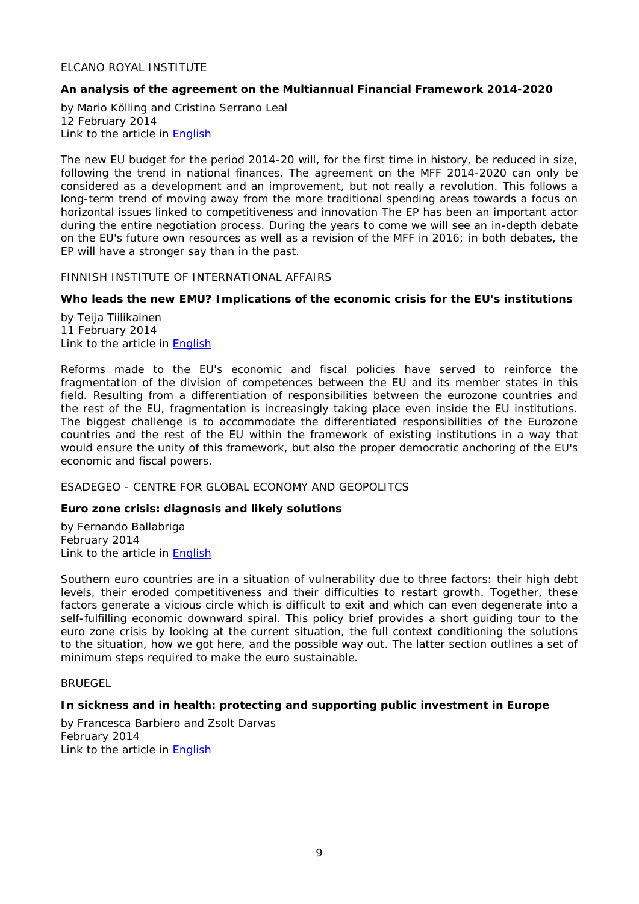ELCANO ROYAL INSTITUTE

**An analysis of the agreement on the Multiannual Financial Framework 2014-2020**

by Mario Kölling and Cristina Serrano Leal
12 February 2014
Link to the article in English

The new EU budget for the period 2014-20 will, for the first time in history, be reduced in size, following the trend in national finances. The agreement on the MFF 2014-2020 can only be considered as a development and an improvement, but not really a revolution. This follows a long-term trend of moving away from the more traditional spending areas towards a focus on horizontal issues linked to competitiveness and innovation The EP has been an important actor during the entire negotiation process. During the years to come we will see an in-depth debate on the EU's future own resources as well as a revision of the MFF in 2016; in both debates, the EP will have a stronger say than in the past.

FINNISH INSTITUTE OF INTERNATIONAL AFFAIRS

**Who leads the new EMU? Implications of the economic crisis for the EU's institutions**

by Teija Tiilikainen
11 February 2014
Link to the article in English

Reforms made to the EU's economic and fiscal policies have served to reinforce the fragmentation of the division of competences between the EU and its member states in this field. Resulting from a differentiation of responsibilities between the eurozone countries and the rest of the EU, fragmentation is increasingly taking place even inside the EU institutions. The biggest challenge is to accommodate the differentiated responsibilities of the Eurozone countries and the rest of the EU within the framework of existing institutions in a way that would ensure the unity of this framework, but also the proper democratic anchoring of the EU's economic and fiscal powers.

ESADEGEO - CENTRE FOR GLOBAL ECONOMY AND GEOPOLITCS

**Euro zone crisis: diagnosis and likely solutions**

by Fernando Ballabriga
February 2014
Link to the article in English

Southern euro countries are in a situation of vulnerability due to three factors: their high debt levels, their eroded competitiveness and their difficulties to restart growth. Together, these factors generate a vicious circle which is difficult to exit and which can even degenerate into a self-fulfilling economic downward spiral. This policy brief provides a short guiding tour to the euro zone crisis by looking at the current situation, the full context conditioning the solutions to the situation, how we got here, and the possible way out. The latter section outlines a set of minimum steps required to make the euro sustainable.

BRUEGEL

**In sickness and in health: protecting and supporting public investment in Europe**

by Francesca Barbiero and Zsolt Darvas
February 2014
Link to the article in English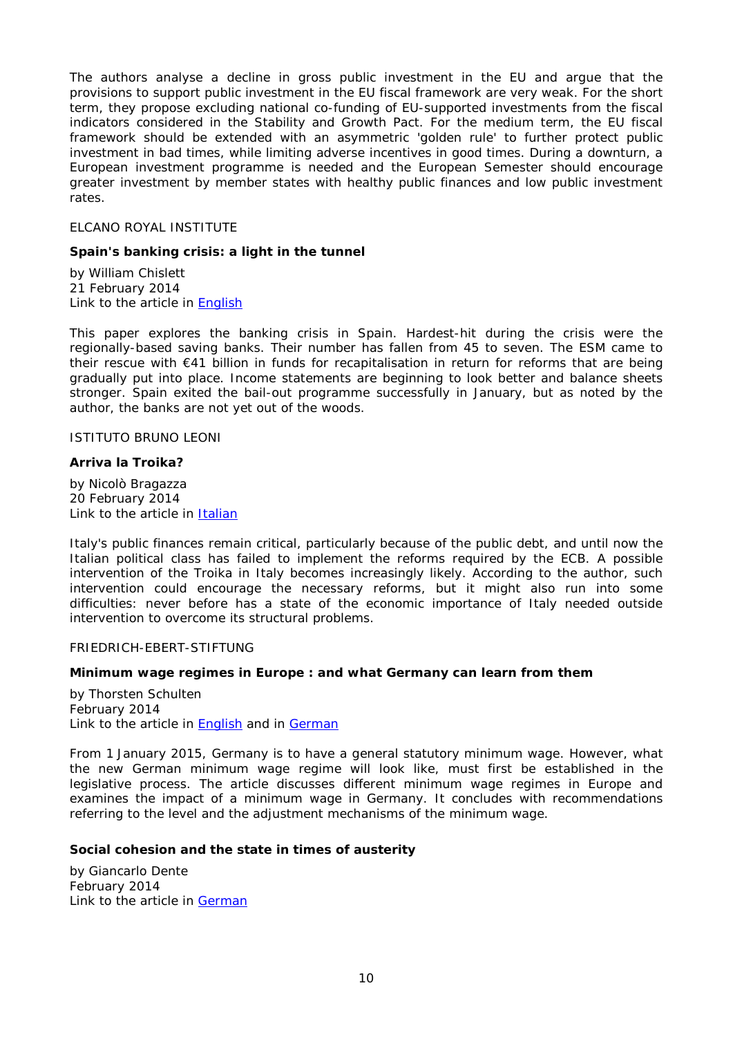The authors analyse a decline in gross public investment in the EU and argue that the provisions to support public investment in the EU fiscal framework are very weak. For the short term, they propose excluding national co-funding of EU-supported investments from the fiscal indicators considered in the Stability and Growth Pact. For the medium term, the EU fiscal framework should be extended with an asymmetric 'golden rule' to further protect public investment in bad times, while limiting adverse incentives in good times. During a downturn, a European investment programme is needed and the European Semester should encourage greater investment by member states with healthy public finances and low public investment rates.

ELCANO ROYAL INSTITUTE

**Spain's banking crisis: a light in the tunnel**

by William Chislett
21 February 2014
Link to the article in English

This paper explores the banking crisis in Spain. Hardest-hit during the crisis were the regionally-based saving banks. Their number has fallen from 45 to seven. The ESM came to their rescue with €41 billion in funds for recapitalisation in return for reforms that are being gradually put into place. Income statements are beginning to look better and balance sheets stronger. Spain exited the bail-out programme successfully in January, but as noted by the author, the banks are not yet out of the woods.

ISTITUTO BRUNO LEONI

**Arriva la Troika?**

by Nicolò Bragazza
20 February 2014
Link to the article in Italian

Italy's public finances remain critical, particularly because of the public debt, and until now the Italian political class has failed to implement the reforms required by the ECB. A possible intervention of the Troika in Italy becomes increasingly likely. According to the author, such intervention could encourage the necessary reforms, but it might also run into some difficulties: never before has a state of the economic importance of Italy needed outside intervention to overcome its structural problems.

FRIEDRICH-EBERT-STIFTUNG

**Minimum wage regimes in Europe : and what Germany can learn from them**

by Thorsten Schulten
February 2014
Link to the article in English and in German

From 1 January 2015, Germany is to have a general statutory minimum wage. However, what the new German minimum wage regime will look like, must first be established in the legislative process. The article discusses different minimum wage regimes in Europe and examines the impact of a minimum wage in Germany. It concludes with recommendations referring to the level and the adjustment mechanisms of the minimum wage.

**Social cohesion and the state in times of austerity**

by Giancarlo Dente
February 2014
Link to the article in German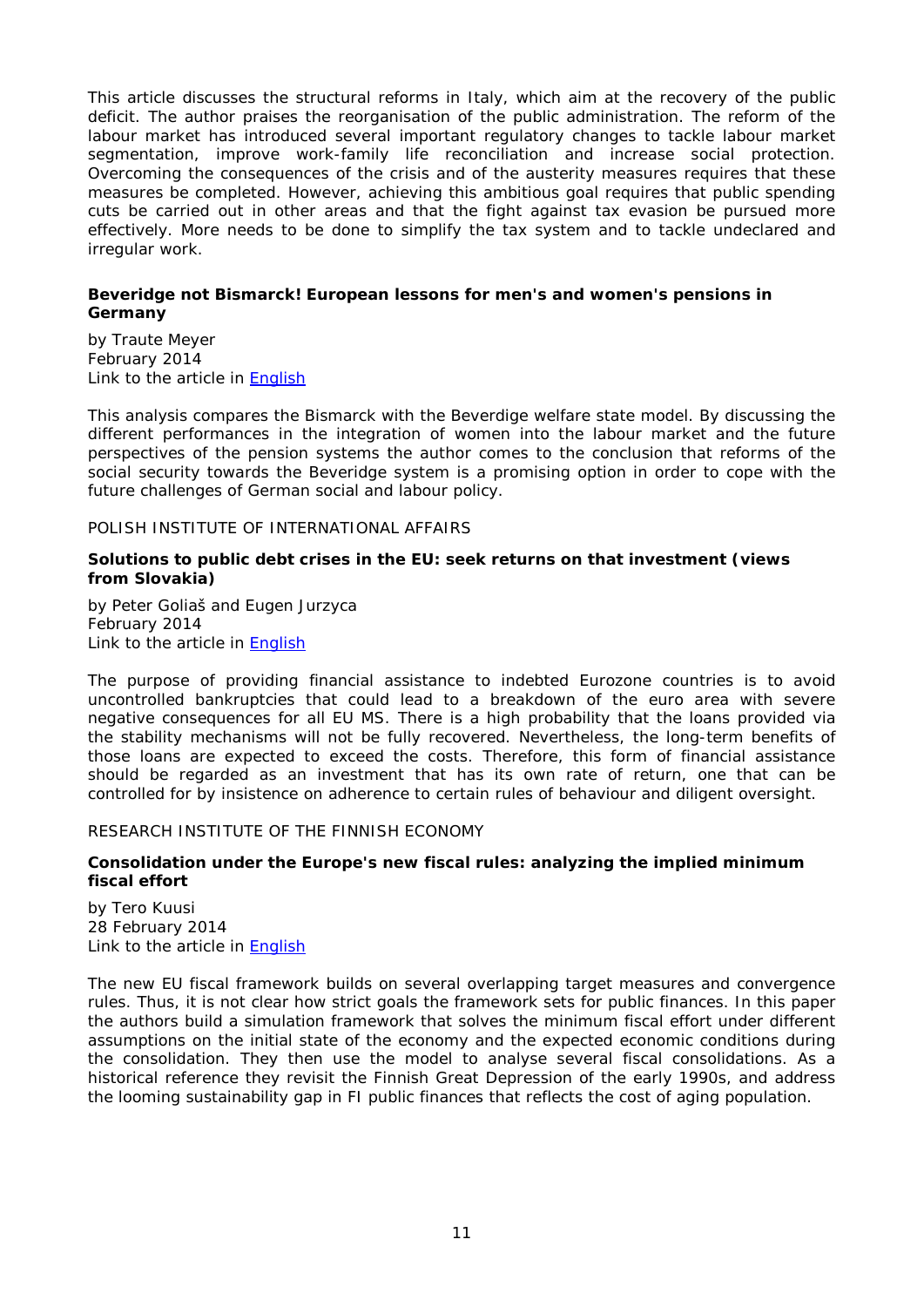This article discusses the structural reforms in Italy, which aim at the recovery of the public deficit. The author praises the reorganisation of the public administration. The reform of the labour market has introduced several important regulatory changes to tackle labour market segmentation, improve work-family life reconciliation and increase social protection. Overcoming the consequences of the crisis and of the austerity measures requires that these measures be completed. However, achieving this ambitious goal requires that public spending cuts be carried out in other areas and that the fight against tax evasion be pursued more effectively. More needs to be done to simplify the tax system and to tackle undeclared and irregular work.

**Beveridge not Bismarck! European lessons for men's and women's pensions in Germany**

by Traute Meyer
February 2014
Link to the article in English

This analysis compares the Bismarck with the Beverdige welfare state model. By discussing the different performances in the integration of women into the labour market and the future perspectives of the pension systems the author comes to the conclusion that reforms of the social security towards the Beveridge system is a promising option in order to cope with the future challenges of German social and labour policy.

POLISH INSTITUTE OF INTERNATIONAL AFFAIRS

**Solutions to public debt crises in the EU: seek returns on that investment (views from Slovakia)**

by Peter Goliaš and Eugen Jurzyca
February 2014
Link to the article in English

The purpose of providing financial assistance to indebted Eurozone countries is to avoid uncontrolled bankruptcies that could lead to a breakdown of the euro area with severe negative consequences for all EU MS. There is a high probability that the loans provided via the stability mechanisms will not be fully recovered. Nevertheless, the long-term benefits of those loans are expected to exceed the costs. Therefore, this form of financial assistance should be regarded as an investment that has its own rate of return, one that can be controlled for by insistence on adherence to certain rules of behaviour and diligent oversight.

RESEARCH INSTITUTE OF THE FINNISH ECONOMY

**Consolidation under the Europe's new fiscal rules: analyzing the implied minimum fiscal effort**

by Tero Kuusi
28 February 2014
Link to the article in English

The new EU fiscal framework builds on several overlapping target measures and convergence rules. Thus, it is not clear how strict goals the framework sets for public finances. In this paper the authors build a simulation framework that solves the minimum fiscal effort under different assumptions on the initial state of the economy and the expected economic conditions during the consolidation. They then use the model to analyse several fiscal consolidations. As a historical reference they revisit the Finnish Great Depression of the early 1990s, and address the looming sustainability gap in FI public finances that reflects the cost of aging population.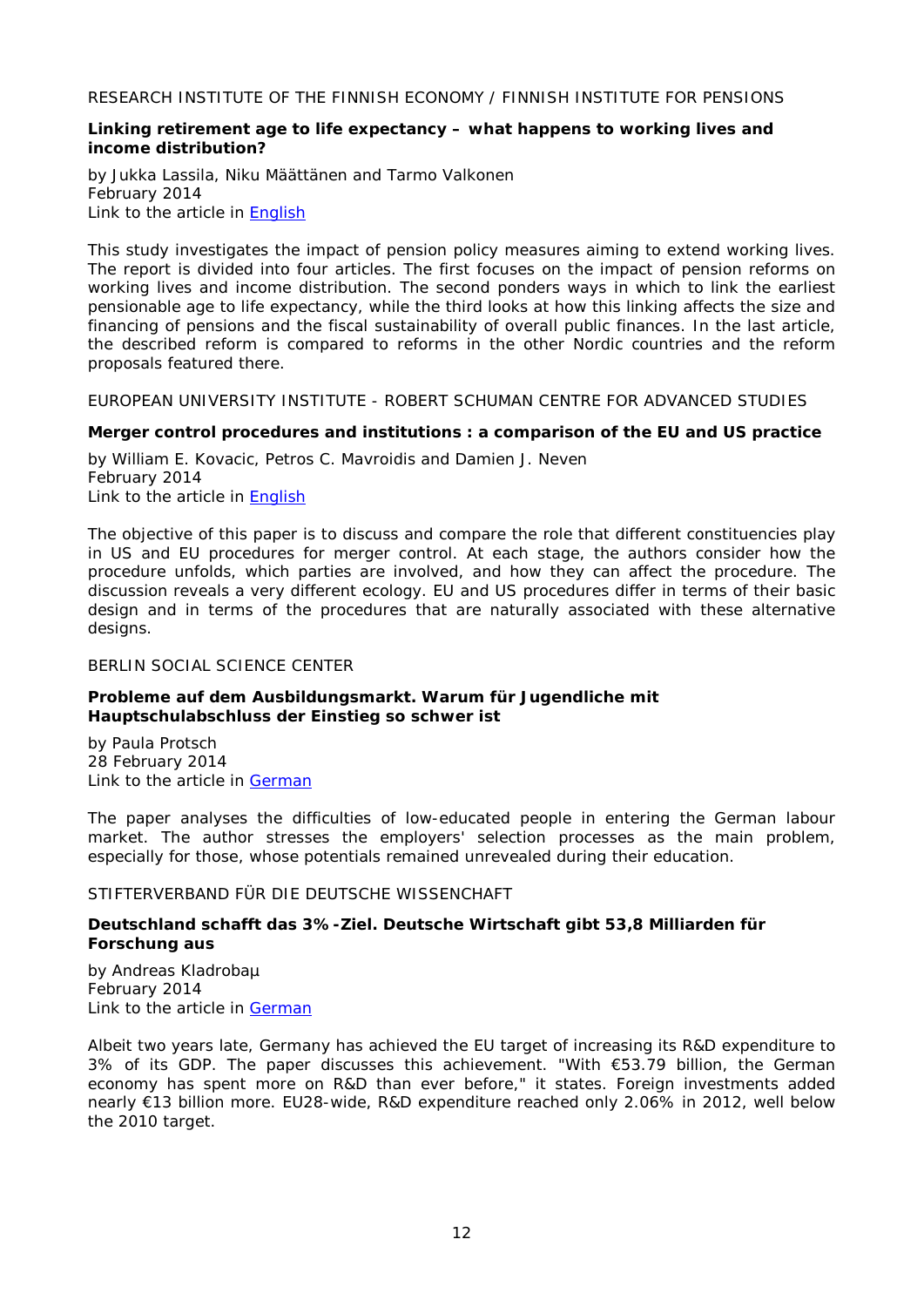RESEARCH INSTITUTE OF THE FINNISH ECONOMY / FINNISH INSTITUTE FOR PENSIONS

**Linking retirement age to life expectancy – what happens to working lives and income distribution?**

by Jukka Lassila, Niku Määttänen and Tarmo Valkonen
February 2014
Link to the article in English

This study investigates the impact of pension policy measures aiming to extend working lives. The report is divided into four articles. The first focuses on the impact of pension reforms on working lives and income distribution. The second ponders ways in which to link the earliest pensionable age to life expectancy, while the third looks at how this linking affects the size and financing of pensions and the fiscal sustainability of overall public finances. In the last article, the described reform is compared to reforms in the other Nordic countries and the reform proposals featured there.

EUROPEAN UNIVERSITY INSTITUTE - ROBERT SCHUMAN CENTRE FOR ADVANCED STUDIES

**Merger control procedures and institutions : a comparison of the EU and US practice**

by William E. Kovacic, Petros C. Mavroidis and Damien J. Neven
February 2014
Link to the article in English

The objective of this paper is to discuss and compare the role that different constituencies play in US and EU procedures for merger control. At each stage, the authors consider how the procedure unfolds, which parties are involved, and how they can affect the procedure. The discussion reveals a very different ecology. EU and US procedures differ in terms of their basic design and in terms of the procedures that are naturally associated with these alternative designs.

BERLIN SOCIAL SCIENCE CENTER

**Probleme auf dem Ausbildungsmarkt. Warum für Jugendliche mit Hauptschulabschluss der Einstieg so schwer ist**

by Paula Protsch
28 February 2014
Link to the article in German

The paper analyses the difficulties of low-educated people in entering the German labour market. The author stresses the employers' selection processes as the main problem, especially for those, whose potentials remained unrevealed during their education.

STIFTERVERBAND FÜR DIE DEUTSCHE WISSENSCHAFT

**Deutschland schafft das 3%-Ziel. Deutsche Wirtschaft gibt 53,8 Milliarden für Forschung aus**

by Andreas Kladrobaµ
February 2014
Link to the article in German

Albeit two years late, Germany has achieved the EU target of increasing its R&D expenditure to 3% of its GDP. The paper discusses this achievement. "With €53.79 billion, the German economy has spent more on R&D than ever before," it states. Foreign investments added nearly €13 billion more. EU28-wide, R&D expenditure reached only 2.06% in 2012, well below the 2010 target.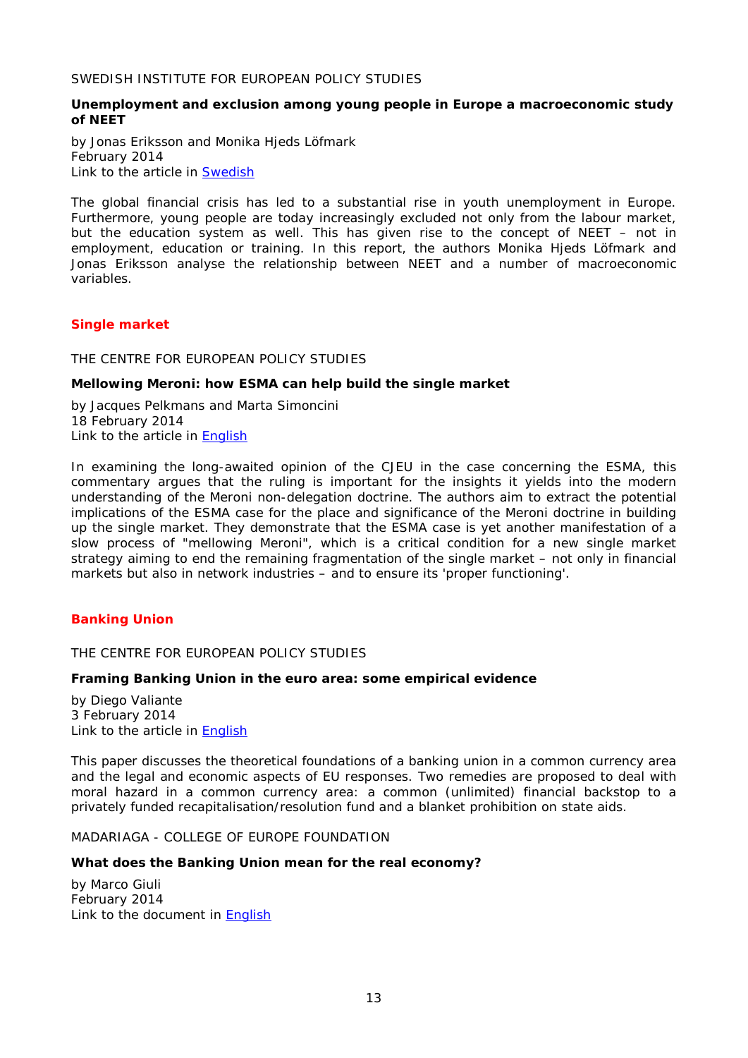SWEDISH INSTITUTE FOR EUROPEAN POLICY STUDIES

**Unemployment and exclusion among young people in Europe a macroeconomic study of NEET**

by Jonas Eriksson and Monika Hjeds Löfmark
February 2014
Link to the article in Swedish

The global financial crisis has led to a substantial rise in youth unemployment in Europe. Furthermore, young people are today increasingly excluded not only from the labour market, but the education system as well. This has given rise to the concept of NEET – not in employment, education or training. In this report, the authors Monika Hjeds Löfmark and Jonas Eriksson analyse the relationship between NEET and a number of macroeconomic variables.

## Single market

THE CENTRE FOR EUROPEAN POLICY STUDIES

**Mellowing Meroni: how ESMA can help build the single market**

by Jacques Pelkmans and Marta Simoncini
18 February 2014
Link to the article in English

In examining the long-awaited opinion of the CJEU in the case concerning the ESMA, this commentary argues that the ruling is important for the insights it yields into the modern understanding of the Meroni non-delegation doctrine. The authors aim to extract the potential implications of the ESMA case for the place and significance of the Meroni doctrine in building up the single market. They demonstrate that the ESMA case is yet another manifestation of a slow process of "mellowing Meroni", which is a critical condition for a new single market strategy aiming to end the remaining fragmentation of the single market – not only in financial markets but also in network industries – and to ensure its 'proper functioning'.

## Banking Union

THE CENTRE FOR EUROPEAN POLICY STUDIES

**Framing Banking Union in the euro area: some empirical evidence**

by Diego Valiante
3 February 2014
Link to the article in English

This paper discusses the theoretical foundations of a banking union in a common currency area and the legal and economic aspects of EU responses. Two remedies are proposed to deal with moral hazard in a common currency area: a common (unlimited) financial backstop to a privately funded recapitalisation/resolution fund and a blanket prohibition on state aids.

MADARIAGA - COLLEGE OF EUROPE FOUNDATION

**What does the Banking Union mean for the real economy?**

by Marco Giuli
February 2014
Link to the document in English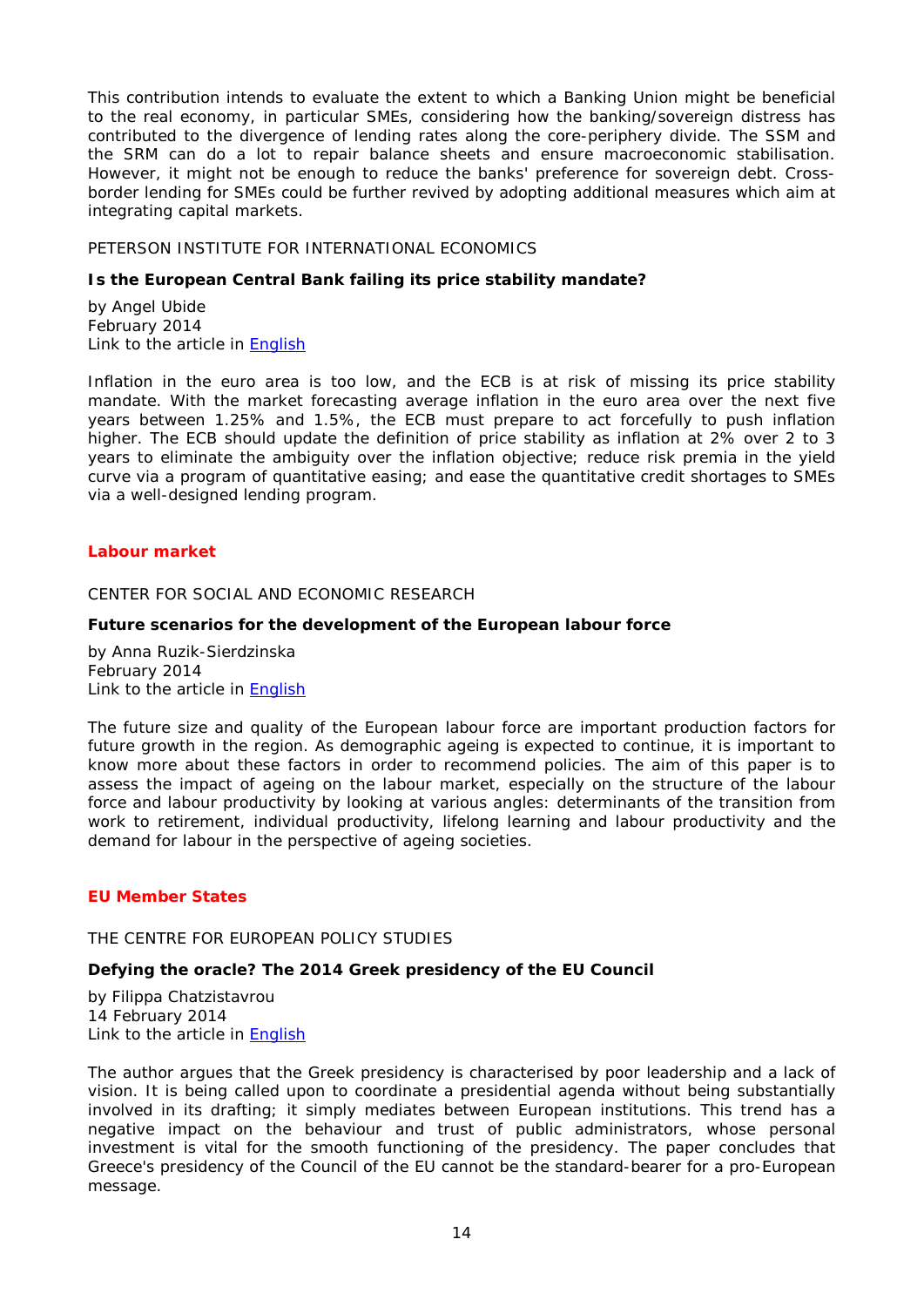This contribution intends to evaluate the extent to which a Banking Union might be beneficial to the real economy, in particular SMEs, considering how the banking/sovereign distress has contributed to the divergence of lending rates along the core-periphery divide. The SSM and the SRM can do a lot to repair balance sheets and ensure macroeconomic stabilisation. However, it might not be enough to reduce the banks' preference for sovereign debt. Cross-border lending for SMEs could be further revived by adopting additional measures which aim at integrating capital markets.

PETERSON INSTITUTE FOR INTERNATIONAL ECONOMICS

**Is the European Central Bank failing its price stability mandate?**

by Angel Ubide
February 2014
Link to the article in English

Inflation in the euro area is too low, and the ECB is at risk of missing its price stability mandate. With the market forecasting average inflation in the euro area over the next five years between 1.25% and 1.5%, the ECB must prepare to act forcefully to push inflation higher. The ECB should update the definition of price stability as inflation at 2% over 2 to 3 years to eliminate the ambiguity over the inflation objective; reduce risk premia in the yield curve via a program of quantitative easing; and ease the quantitative credit shortages to SMEs via a well-designed lending program.

## Labour market

CENTER FOR SOCIAL AND ECONOMIC RESEARCH

**Future scenarios for the development of the European labour force**

by Anna Ruzik-Sierdzinska
February 2014
Link to the article in English

The future size and quality of the European labour force are important production factors for future growth in the region. As demographic ageing is expected to continue, it is important to know more about these factors in order to recommend policies. The aim of this paper is to assess the impact of ageing on the labour market, especially on the structure of the labour force and labour productivity by looking at various angles: determinants of the transition from work to retirement, individual productivity, lifelong learning and labour productivity and the demand for labour in the perspective of ageing societies.

## EU Member States

THE CENTRE FOR EUROPEAN POLICY STUDIES

**Defying the oracle? The 2014 Greek presidency of the EU Council**

by Filippa Chatzistavrou
14 February 2014
Link to the article in English

The author argues that the Greek presidency is characterised by poor leadership and a lack of vision. It is being called upon to coordinate a presidential agenda without being substantially involved in its drafting; it simply mediates between European institutions. This trend has a negative impact on the behaviour and trust of public administrators, whose personal investment is vital for the smooth functioning of the presidency. The paper concludes that Greece's presidency of the Council of the EU cannot be the standard-bearer for a pro-European message.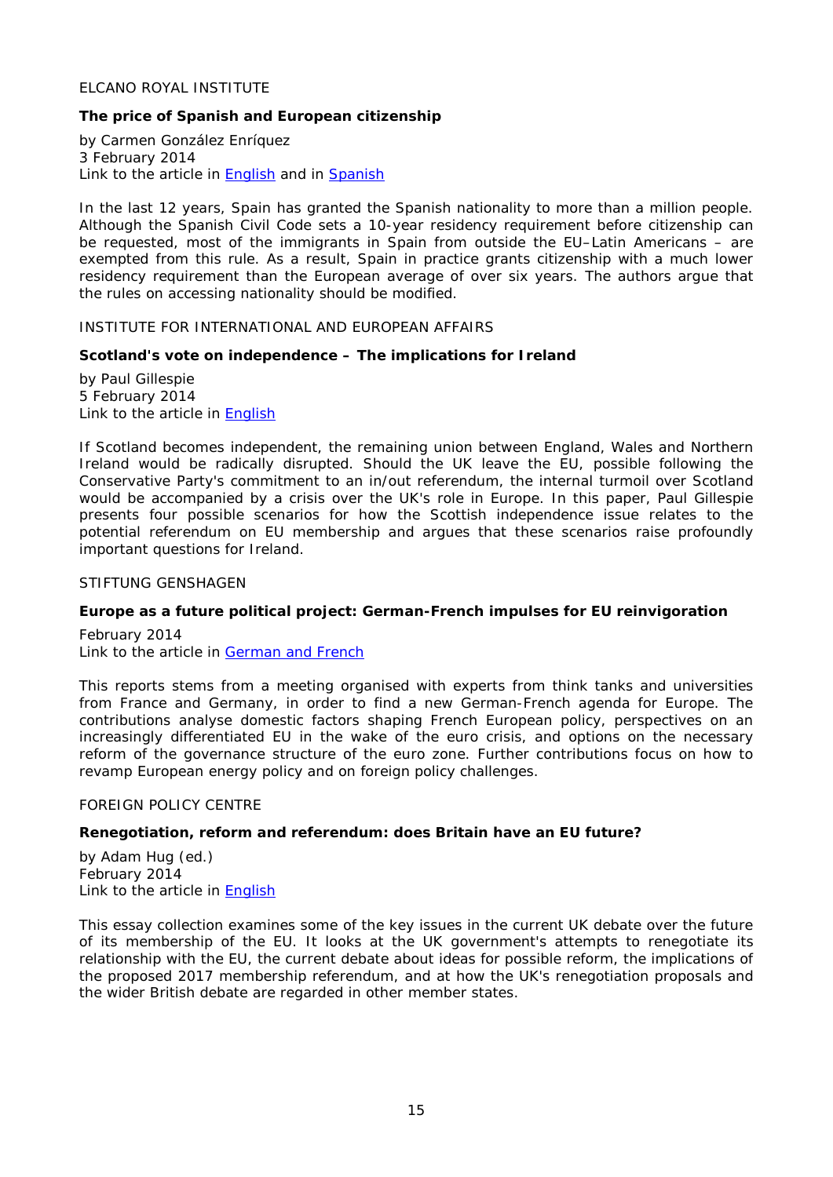ELCANO ROYAL INSTITUTE

**The price of Spanish and European citizenship**

by Carmen González Enríquez
3 February 2014
Link to the article in English and in Spanish

In the last 12 years, Spain has granted the Spanish nationality to more than a million people. Although the Spanish Civil Code sets a 10-year residency requirement before citizenship can be requested, most of the immigrants in Spain from outside the EU–Latin Americans – are exempted from this rule. As a result, Spain in practice grants citizenship with a much lower residency requirement than the European average of over six years. The authors argue that the rules on accessing nationality should be modified.

INSTITUTE FOR INTERNATIONAL AND EUROPEAN AFFAIRS

**Scotland's vote on independence – The implications for Ireland**

by Paul Gillespie
5 February 2014
Link to the article in English

If Scotland becomes independent, the remaining union between England, Wales and Northern Ireland would be radically disrupted. Should the UK leave the EU, possible following the Conservative Party's commitment to an in/out referendum, the internal turmoil over Scotland would be accompanied by a crisis over the UK's role in Europe. In this paper, Paul Gillespie presents four possible scenarios for how the Scottish independence issue relates to the potential referendum on EU membership and argues that these scenarios raise profoundly important questions for Ireland.

STIFTUNG GENSHAGEN

**Europe as a future political project: German-French impulses for EU reinvigoration**

February 2014
Link to the article in German and French

This reports stems from a meeting organised with experts from think tanks and universities from France and Germany, in order to find a new German-French agenda for Europe. The contributions analyse domestic factors shaping French European policy, perspectives on an increasingly differentiated EU in the wake of the euro crisis, and options on the necessary reform of the governance structure of the euro zone. Further contributions focus on how to revamp European energy policy and on foreign policy challenges.

FOREIGN POLICY CENTRE

**Renegotiation, reform and referendum: does Britain have an EU future?**

by Adam Hug (ed.)
February 2014
Link to the article in English

This essay collection examines some of the key issues in the current UK debate over the future of its membership of the EU. It looks at the UK government's attempts to renegotiate its relationship with the EU, the current debate about ideas for possible reform, the implications of the proposed 2017 membership referendum, and at how the UK's renegotiation proposals and the wider British debate are regarded in other member states.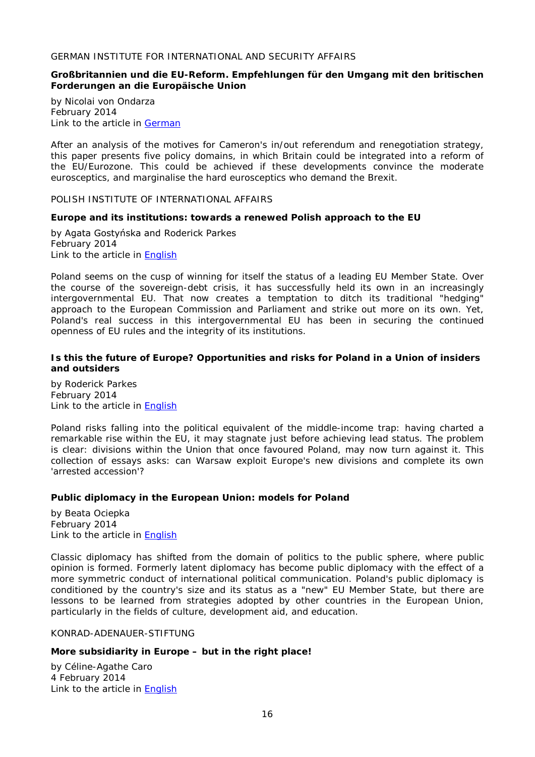GERMAN INSTITUTE FOR INTERNATIONAL AND SECURITY AFFAIRS

**Großbritannien und die EU-Reform. Empfehlungen für den Umgang mit den britischen Forderungen an die Europäische Union**

by Nicolai von Ondarza
February 2014
Link to the article in German

After an analysis of the motives for Cameron's in/out referendum and renegotiation strategy, this paper presents five policy domains, in which Britain could be integrated into a reform of the EU/Eurozone. This could be achieved if these developments convince the moderate eurosceptics, and marginalise the hard eurosceptics who demand the Brexit.

POLISH INSTITUTE OF INTERNATIONAL AFFAIRS

**Europe and its institutions: towards a renewed Polish approach to the EU**

by Agata Gostyńska and Roderick Parkes
February 2014
Link to the article in English

Poland seems on the cusp of winning for itself the status of a leading EU Member State. Over the course of the sovereign-debt crisis, it has successfully held its own in an increasingly intergovernmental EU. That now creates a temptation to ditch its traditional "hedging" approach to the European Commission and Parliament and strike out more on its own. Yet, Poland's real success in this intergovernmental EU has been in securing the continued openness of EU rules and the integrity of its institutions.

**Is this the future of Europe? Opportunities and risks for Poland in a Union of insiders and outsiders**

by Roderick Parkes
February 2014
Link to the article in English

Poland risks falling into the political equivalent of the middle-income trap: having charted a remarkable rise within the EU, it may stagnate just before achieving lead status. The problem is clear: divisions within the Union that once favoured Poland, may now turn against it. This collection of essays asks: can Warsaw exploit Europe's new divisions and complete its own 'arrested accession'?

**Public diplomacy in the European Union: models for Poland**

by Beata Ociepka
February 2014
Link to the article in English

Classic diplomacy has shifted from the domain of politics to the public sphere, where public opinion is formed. Formerly latent diplomacy has become public diplomacy with the effect of a more symmetric conduct of international political communication. Poland's public diplomacy is conditioned by the country's size and its status as a "new" EU Member State, but there are lessons to be learned from strategies adopted by other countries in the European Union, particularly in the fields of culture, development aid, and education.

KONRAD-ADENAUER-STIFTUNG

**More subsidiarity in Europe – but in the right place!**

by Céline-Agathe Caro
4 February 2014
Link to the article in English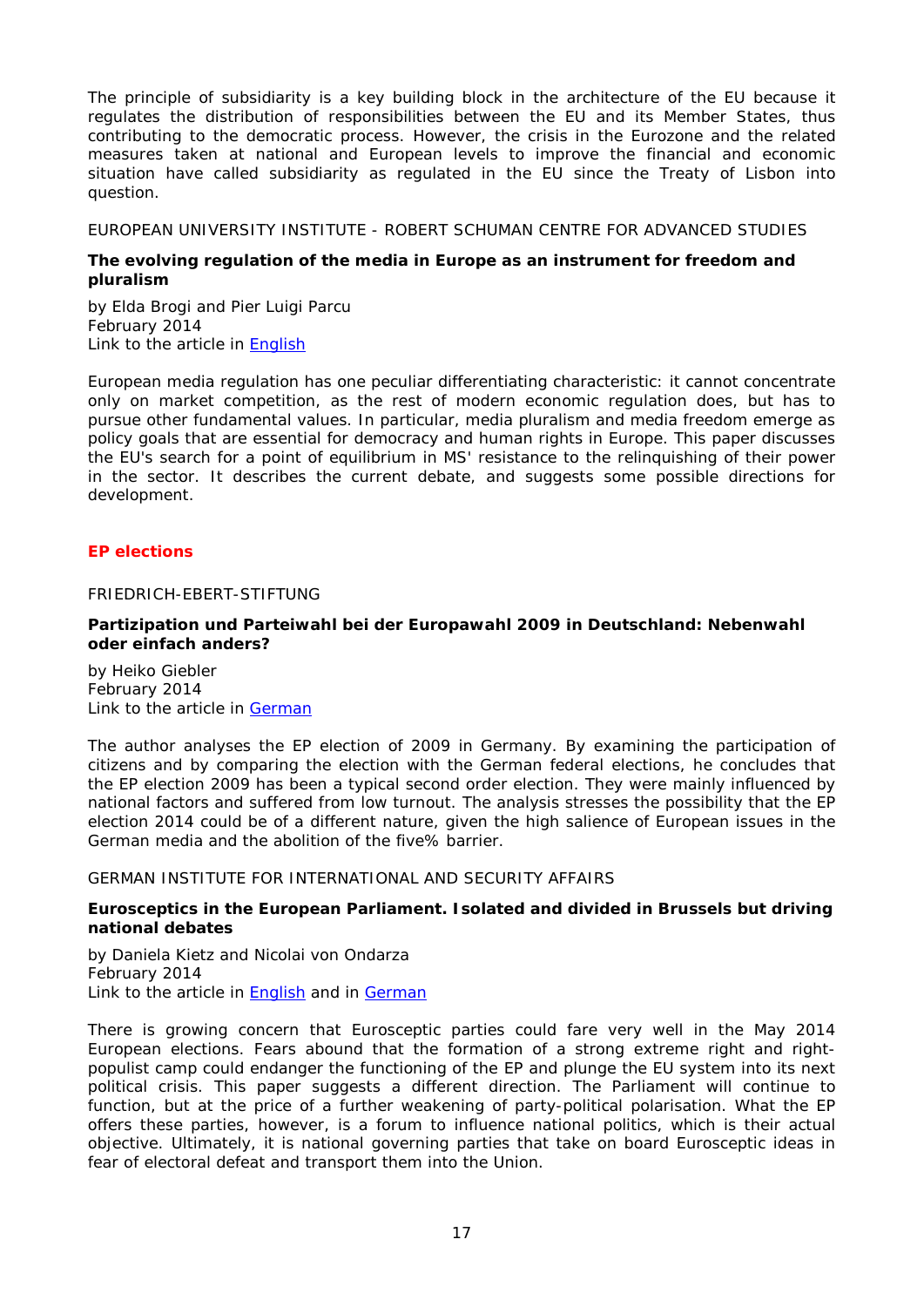The principle of subsidiarity is a key building block in the architecture of the EU because it regulates the distribution of responsibilities between the EU and its Member States, thus contributing to the democratic process. However, the crisis in the Eurozone and the related measures taken at national and European levels to improve the financial and economic situation have called subsidiarity as regulated in the EU since the Treaty of Lisbon into question.

EUROPEAN UNIVERSITY INSTITUTE - ROBERT SCHUMAN CENTRE FOR ADVANCED STUDIES

**The evolving regulation of the media in Europe as an instrument for freedom and pluralism**

by Elda Brogi and Pier Luigi Parcu
February 2014
Link to the article in English

European media regulation has one peculiar differentiating characteristic: it cannot concentrate only on market competition, as the rest of modern economic regulation does, but has to pursue other fundamental values. In particular, media pluralism and media freedom emerge as policy goals that are essential for democracy and human rights in Europe. This paper discusses the EU's search for a point of equilibrium in MS' resistance to the relinquishing of their power in the sector. It describes the current debate, and suggests some possible directions for development.

## EP elections

FRIEDRICH-EBERT-STIFTUNG

**Partizipation und Parteiwahl bei der Europawahl 2009 in Deutschland: Nebenwahl oder einfach anders?**

by Heiko Giebler
February 2014
Link to the article in German

The author analyses the EP election of 2009 in Germany. By examining the participation of citizens and by comparing the election with the German federal elections, he concludes that the EP election 2009 has been a typical second order election. They were mainly influenced by national factors and suffered from low turnout. The analysis stresses the possibility that the EP election 2014 could be of a different nature, given the high salience of European issues in the German media and the abolition of the five% barrier.

GERMAN INSTITUTE FOR INTERNATIONAL AND SECURITY AFFAIRS

**Eurosceptics in the European Parliament. Isolated and divided in Brussels but driving national debates**

by Daniela Kietz and Nicolai von Ondarza
February 2014
Link to the article in English and in German

There is growing concern that Eurosceptic parties could fare very well in the May 2014 European elections. Fears abound that the formation of a strong extreme right and right-populist camp could endanger the functioning of the EP and plunge the EU system into its next political crisis. This paper suggests a different direction. The Parliament will continue to function, but at the price of a further weakening of party-political polarisation. What the EP offers these parties, however, is a forum to influence national politics, which is their actual objective. Ultimately, it is national governing parties that take on board Eurosceptic ideas in fear of electoral defeat and transport them into the Union.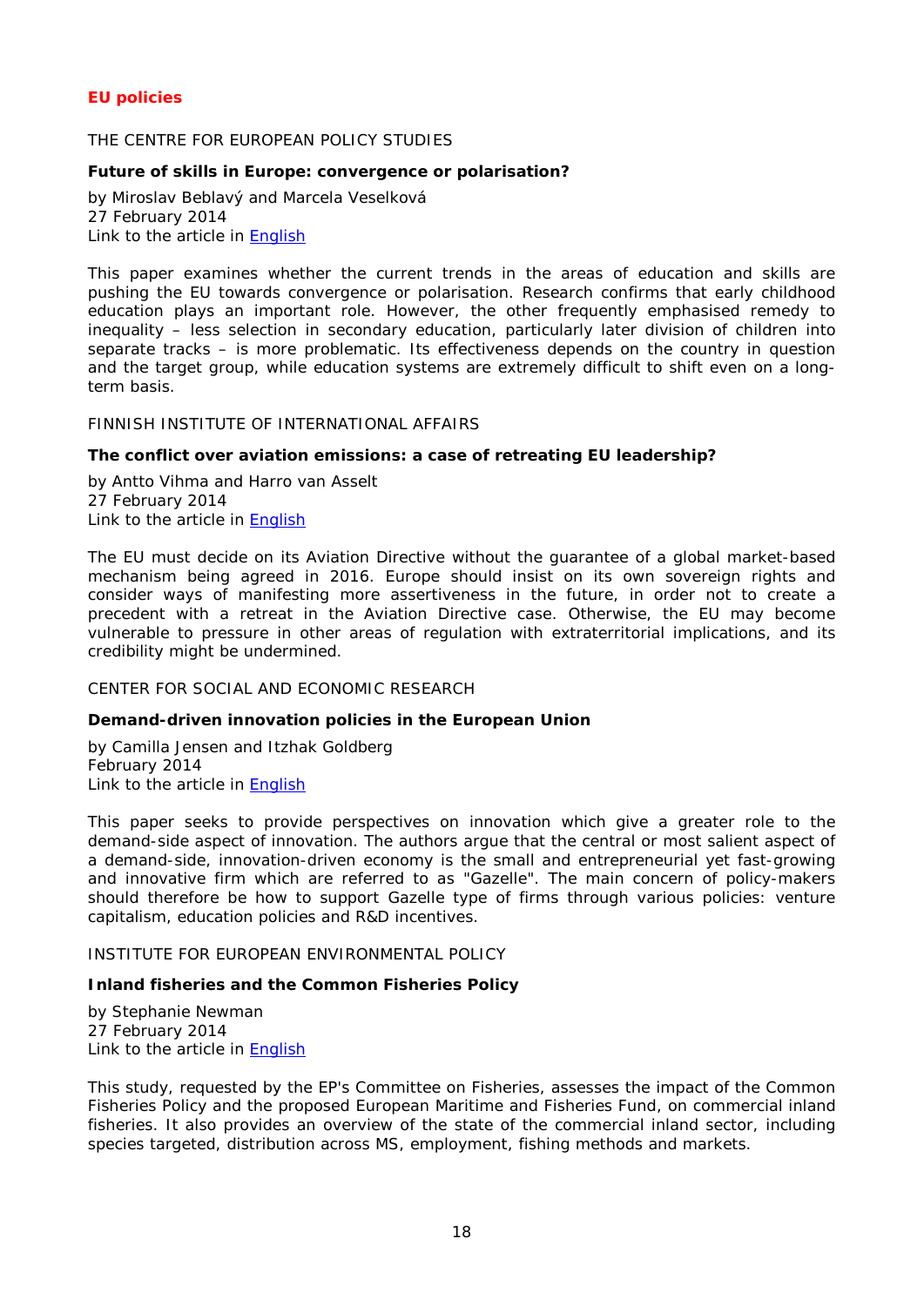## EU policies

THE CENTRE FOR EUROPEAN POLICY STUDIES

**Future of skills in Europe: convergence or polarisation?**

by Miroslav Beblavý and Marcela Veselková
27 February 2014
Link to the article in English

This paper examines whether the current trends in the areas of education and skills are pushing the EU towards convergence or polarisation. Research confirms that early childhood education plays an important role. However, the other frequently emphasised remedy to inequality – less selection in secondary education, particularly later division of children into separate tracks – is more problematic. Its effectiveness depends on the country in question and the target group, while education systems are extremely difficult to shift even on a long-term basis.

FINNISH INSTITUTE OF INTERNATIONAL AFFAIRS

**The conflict over aviation emissions: a case of retreating EU leadership?**

by Antto Vihma and Harro van Asselt
27 February 2014
Link to the article in English

The EU must decide on its Aviation Directive without the guarantee of a global market-based mechanism being agreed in 2016. Europe should insist on its own sovereign rights and consider ways of manifesting more assertiveness in the future, in order not to create a precedent with a retreat in the Aviation Directive case. Otherwise, the EU may become vulnerable to pressure in other areas of regulation with extraterritorial implications, and its credibility might be undermined.

CENTER FOR SOCIAL AND ECONOMIC RESEARCH

**Demand-driven innovation policies in the European Union**

by Camilla Jensen and Itzhak Goldberg
February 2014
Link to the article in English

This paper seeks to provide perspectives on innovation which give a greater role to the demand-side aspect of innovation. The authors argue that the central or most salient aspect of a demand-side, innovation-driven economy is the small and entrepreneurial yet fast-growing and innovative firm which are referred to as "Gazelle". The main concern of policy-makers should therefore be how to support Gazelle type of firms through various policies: venture capitalism, education policies and R&D incentives.

INSTITUTE FOR EUROPEAN ENVIRONMENTAL POLICY

**Inland fisheries and the Common Fisheries Policy**

by Stephanie Newman
27 February 2014
Link to the article in English

This study, requested by the EP's Committee on Fisheries, assesses the impact of the Common Fisheries Policy and the proposed European Maritime and Fisheries Fund, on commercial inland fisheries. It also provides an overview of the state of the commercial inland sector, including species targeted, distribution across MS, employment, fishing methods and markets.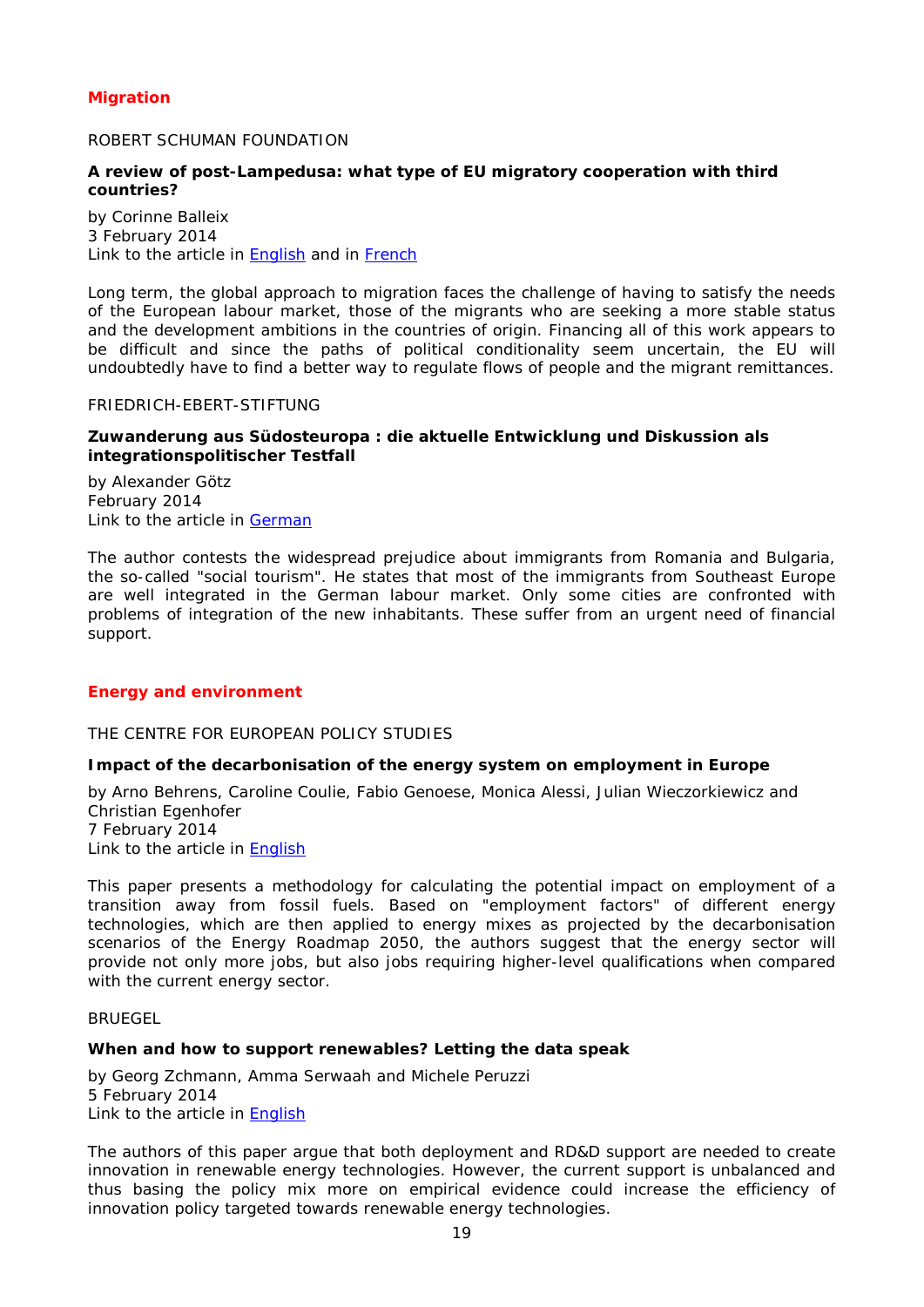## Migration

ROBERT SCHUMAN FOUNDATION

**A review of post-Lampedusa: what type of EU migratory cooperation with third countries?**

by Corinne Balleix
3 February 2014
Link to the article in English and in French

Long term, the global approach to migration faces the challenge of having to satisfy the needs of the European labour market, those of the migrants who are seeking a more stable status and the development ambitions in the countries of origin. Financing all of this work appears to be difficult and since the paths of political conditionality seem uncertain, the EU will undoubtedly have to find a better way to regulate flows of people and the migrant remittances.

FRIEDRICH-EBERT-STIFTUNG

**Zuwanderung aus Südosteuropa : die aktuelle Entwicklung und Diskussion als integrationspolitischer Testfall**

by Alexander Götz
February 2014
Link to the article in German

The author contests the widespread prejudice about immigrants from Romania and Bulgaria, the so-called "social tourism". He states that most of the immigrants from Southeast Europe are well integrated in the German labour market. Only some cities are confronted with problems of integration of the new inhabitants. These suffer from an urgent need of financial support.

## Energy and environment

THE CENTRE FOR EUROPEAN POLICY STUDIES

**Impact of the decarbonisation of the energy system on employment in Europe**

by Arno Behrens, Caroline Coulie, Fabio Genoese, Monica Alessi, Julian Wieczorkiewicz and Christian Egenhofer
7 February 2014
Link to the article in English

This paper presents a methodology for calculating the potential impact on employment of a transition away from fossil fuels. Based on "employment factors" of different energy technologies, which are then applied to energy mixes as projected by the decarbonisation scenarios of the Energy Roadmap 2050, the authors suggest that the energy sector will provide not only more jobs, but also jobs requiring higher-level qualifications when compared with the current energy sector.

BRUEGEL

**When and how to support renewables? Letting the data speak**

by Georg Zchmann, Amma Serwaah and Michele Peruzzi
5 February 2014
Link to the article in English

The authors of this paper argue that both deployment and RD&D support are needed to create innovation in renewable energy technologies. However, the current support is unbalanced and thus basing the policy mix more on empirical evidence could increase the efficiency of innovation policy targeted towards renewable energy technologies.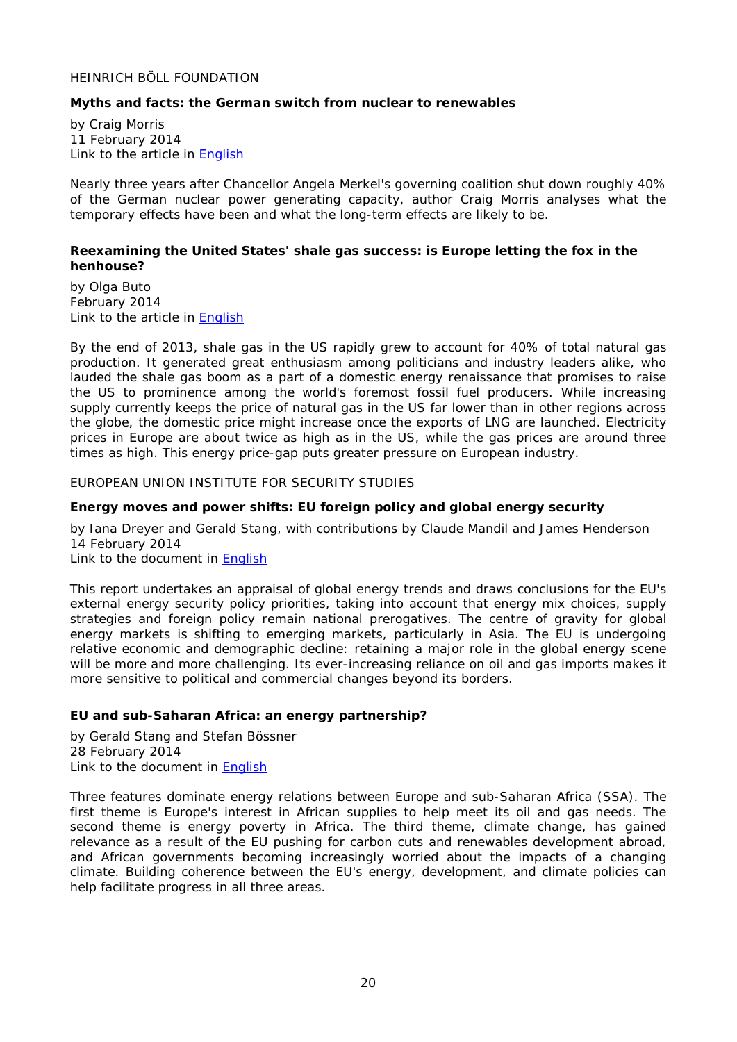HEINRICH BÖLL FOUNDATION

**Myths and facts: the German switch from nuclear to renewables**

by Craig Morris
11 February 2014
Link to the article in English

Nearly three years after Chancellor Angela Merkel's governing coalition shut down roughly 40% of the German nuclear power generating capacity, author Craig Morris analyses what the temporary effects have been and what the long-term effects are likely to be.

**Reexamining the United States' shale gas success: is Europe letting the fox in the henhouse?**

by Olga Buto
February 2014
Link to the article in English

By the end of 2013, shale gas in the US rapidly grew to account for 40% of total natural gas production. It generated great enthusiasm among politicians and industry leaders alike, who lauded the shale gas boom as a part of a domestic energy renaissance that promises to raise the US to prominence among the world's foremost fossil fuel producers. While increasing supply currently keeps the price of natural gas in the US far lower than in other regions across the globe, the domestic price might increase once the exports of LNG are launched. Electricity prices in Europe are about twice as high as in the US, while the gas prices are around three times as high. This energy price-gap puts greater pressure on European industry.

EUROPEAN UNION INSTITUTE FOR SECURITY STUDIES

**Energy moves and power shifts: EU foreign policy and global energy security**

by Iana Dreyer and Gerald Stang, with contributions by Claude Mandil and James Henderson
14 February 2014
Link to the document in English

This report undertakes an appraisal of global energy trends and draws conclusions for the EU's external energy security policy priorities, taking into account that energy mix choices, supply strategies and foreign policy remain national prerogatives. The centre of gravity for global energy markets is shifting to emerging markets, particularly in Asia. The EU is undergoing relative economic and demographic decline: retaining a major role in the global energy scene will be more and more challenging. Its ever-increasing reliance on oil and gas imports makes it more sensitive to political and commercial changes beyond its borders.

**EU and sub-Saharan Africa: an energy partnership?**

by Gerald Stang and Stefan Bössner
28 February 2014
Link to the document in English

Three features dominate energy relations between Europe and sub-Saharan Africa (SSA). The first theme is Europe's interest in African supplies to help meet its oil and gas needs. The second theme is energy poverty in Africa. The third theme, climate change, has gained relevance as a result of the EU pushing for carbon cuts and renewables development abroad, and African governments becoming increasingly worried about the impacts of a changing climate. Building coherence between the EU's energy, development, and climate policies can help facilitate progress in all three areas.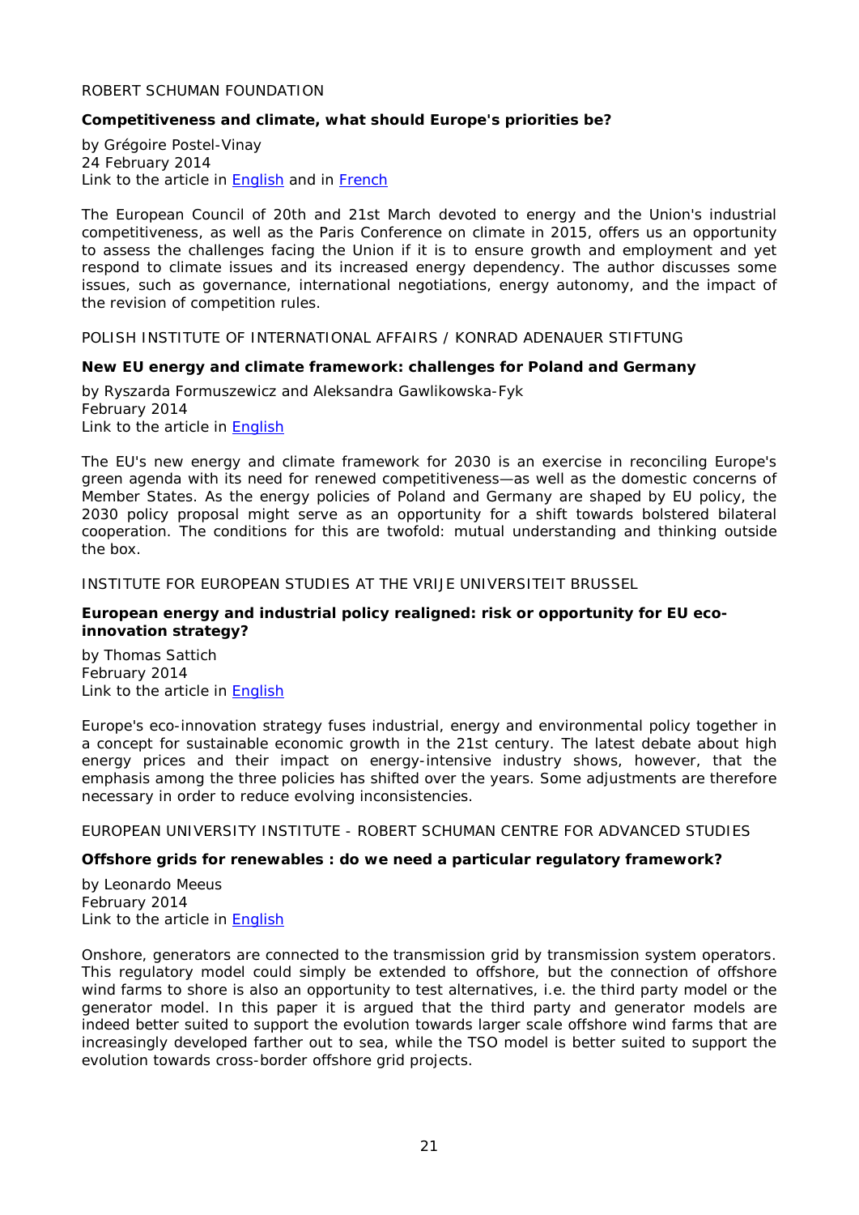ROBERT SCHUMAN FOUNDATION

**Competitiveness and climate, what should Europe's priorities be?**

by Grégoire Postel-Vinay
24 February 2014
Link to the article in English and in French

The European Council of 20th and 21st March devoted to energy and the Union's industrial competitiveness, as well as the Paris Conference on climate in 2015, offers us an opportunity to assess the challenges facing the Union if it is to ensure growth and employment and yet respond to climate issues and its increased energy dependency. The author discusses some issues, such as governance, international negotiations, energy autonomy, and the impact of the revision of competition rules.

POLISH INSTITUTE OF INTERNATIONAL AFFAIRS / KONRAD ADENAUER STIFTUNG

**New EU energy and climate framework: challenges for Poland and Germany**

by Ryszarda Formuszewicz and Aleksandra Gawlikowska-Fyk
February 2014
Link to the article in English

The EU's new energy and climate framework for 2030 is an exercise in reconciling Europe's green agenda with its need for renewed competitiveness—as well as the domestic concerns of Member States. As the energy policies of Poland and Germany are shaped by EU policy, the 2030 policy proposal might serve as an opportunity for a shift towards bolstered bilateral cooperation. The conditions for this are twofold: mutual understanding and thinking outside the box.

INSTITUTE FOR EUROPEAN STUDIES AT THE VRIJE UNIVERSITEIT BRUSSEL

**European energy and industrial policy realigned: risk or opportunity for EU eco-innovation strategy?**

by Thomas Sattich
February 2014
Link to the article in English

Europe's eco-innovation strategy fuses industrial, energy and environmental policy together in a concept for sustainable economic growth in the 21st century. The latest debate about high energy prices and their impact on energy-intensive industry shows, however, that the emphasis among the three policies has shifted over the years. Some adjustments are therefore necessary in order to reduce evolving inconsistencies.

EUROPEAN UNIVERSITY INSTITUTE - ROBERT SCHUMAN CENTRE FOR ADVANCED STUDIES

**Offshore grids for renewables : do we need a particular regulatory framework?**

by Leonardo Meeus
February 2014
Link to the article in English

Onshore, generators are connected to the transmission grid by transmission system operators. This regulatory model could simply be extended to offshore, but the connection of offshore wind farms to shore is also an opportunity to test alternatives, i.e. the third party model or the generator model. In this paper it is argued that the third party and generator models are indeed better suited to support the evolution towards larger scale offshore wind farms that are increasingly developed farther out to sea, while the TSO model is better suited to support the evolution towards cross-border offshore grid projects.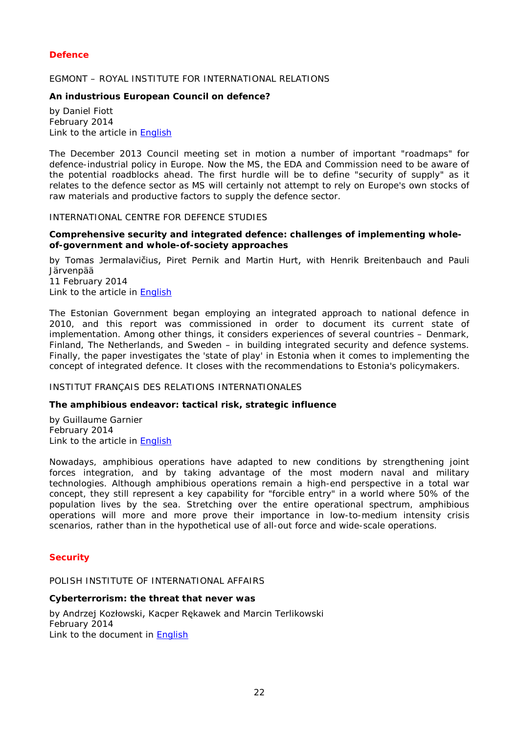## Defence

EGMONT – ROYAL INSTITUTE FOR INTERNATIONAL RELATIONS

**An industrious European Council on defence?**

by Daniel Fiott
February 2014
Link to the article in English

The December 2013 Council meeting set in motion a number of important "roadmaps" for defence-industrial policy in Europe. Now the MS, the EDA and Commission need to be aware of the potential roadblocks ahead. The first hurdle will be to define "security of supply" as it relates to the defence sector as MS will certainly not attempt to rely on Europe's own stocks of raw materials and productive factors to supply the defence sector.

INTERNATIONAL CENTRE FOR DEFENCE STUDIES

**Comprehensive security and integrated defence: challenges of implementing whole-of-government and whole-of-society approaches**

by Tomas Jermalavičius, Piret Pernik and Martin Hurt, with Henrik Breitenbauch and Pauli Järvenpää
11 February 2014
Link to the article in English

The Estonian Government began employing an integrated approach to national defence in 2010, and this report was commissioned in order to document its current state of implementation. Among other things, it considers experiences of several countries – Denmark, Finland, The Netherlands, and Sweden – in building integrated security and defence systems. Finally, the paper investigates the 'state of play' in Estonia when it comes to implementing the concept of integrated defence. It closes with the recommendations to Estonia's policymakers.

INSTITUT FRANÇAIS DES RELATIONS INTERNATIONALES

**The amphibious endeavor: tactical risk, strategic influence**

by Guillaume Garnier
February 2014
Link to the article in English

Nowadays, amphibious operations have adapted to new conditions by strengthening joint forces integration, and by taking advantage of the most modern naval and military technologies. Although amphibious operations remain a high-end perspective in a total war concept, they still represent a key capability for "forcible entry" in a world where 50% of the population lives by the sea. Stretching over the entire operational spectrum, amphibious operations will more and more prove their importance in low-to-medium intensity crisis scenarios, rather than in the hypothetical use of all-out force and wide-scale operations.

## Security

POLISH INSTITUTE OF INTERNATIONAL AFFAIRS

**Cyberterrorism: the threat that never was**

by Andrzej Kozłowski, Kacper Rękawek and Marcin Terlikowski
February 2014
Link to the document in English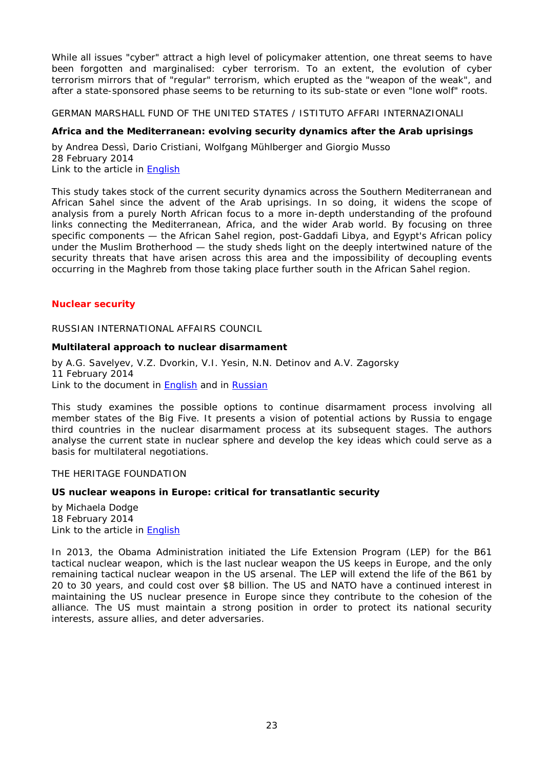While all issues "cyber" attract a high level of policymaker attention, one threat seems to have been forgotten and marginalised: cyber terrorism. To an extent, the evolution of cyber terrorism mirrors that of "regular" terrorism, which erupted as the "weapon of the weak", and after a state-sponsored phase seems to be returning to its sub-state or even "lone wolf" roots.

GERMAN MARSHALL FUND OF THE UNITED STATES / ISTITUTO AFFARI INTERNAZIONALI

**Africa and the Mediterranean: evolving security dynamics after the Arab uprisings**

by Andrea Dessì, Dario Cristiani, Wolfgang Mühlberger and Giorgio Musso
28 February 2014
Link to the article in English

This study takes stock of the current security dynamics across the Southern Mediterranean and African Sahel since the advent of the Arab uprisings. In so doing, it widens the scope of analysis from a purely North African focus to a more in-depth understanding of the profound links connecting the Mediterranean, Africa, and the wider Arab world. By focusing on three specific components — the African Sahel region, post-Gaddafi Libya, and Egypt's African policy under the Muslim Brotherhood — the study sheds light on the deeply intertwined nature of the security threats that have arisen across this area and the impossibility of decoupling events occurring in the Maghreb from those taking place further south in the African Sahel region.

## Nuclear security

RUSSIAN INTERNATIONAL AFFAIRS COUNCIL

**Multilateral approach to nuclear disarmament**

by A.G. Savelyev, V.Z. Dvorkin, V.I. Yesin, N.N. Detinov and A.V. Zagorsky
11 February 2014
Link to the document in English and in Russian

This study examines the possible options to continue disarmament process involving all member states of the Big Five. It presents a vision of potential actions by Russia to engage third countries in the nuclear disarmament process at its subsequent stages. The authors analyse the current state in nuclear sphere and develop the key ideas which could serve as a basis for multilateral negotiations.

THE HERITAGE FOUNDATION

**US nuclear weapons in Europe: critical for transatlantic security**

by Michaela Dodge
18 February 2014
Link to the article in English

In 2013, the Obama Administration initiated the Life Extension Program (LEP) for the B61 tactical nuclear weapon, which is the last nuclear weapon the US keeps in Europe, and the only remaining tactical nuclear weapon in the US arsenal. The LEP will extend the life of the B61 by 20 to 30 years, and could cost over $8 billion. The US and NATO have a continued interest in maintaining the US nuclear presence in Europe since they contribute to the cohesion of the alliance. The US must maintain a strong position in order to protect its national security interests, assure allies, and deter adversaries.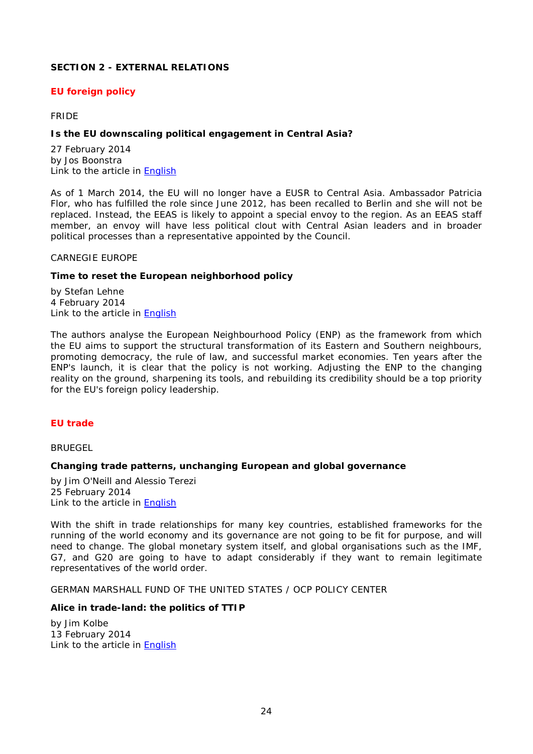## SECTION 2 - EXTERNAL RELATIONS

### EU foreign policy

FRIDE

**Is the EU downscaling political engagement in Central Asia?**

27 February 2014
by Jos Boonstra
Link to the article in English

As of 1 March 2014, the EU will no longer have a EUSR to Central Asia. Ambassador Patricia Flor, who has fulfilled the role since June 2012, has been recalled to Berlin and she will not be replaced. Instead, the EEAS is likely to appoint a special envoy to the region. As an EEAS staff member, an envoy will have less political clout with Central Asian leaders and in broader political processes than a representative appointed by the Council.

CARNEGIE EUROPE

**Time to reset the European neighborhood policy**

by Stefan Lehne
4 February 2014
Link to the article in English

The authors analyse the European Neighbourhood Policy (ENP) as the framework from which the EU aims to support the structural transformation of its Eastern and Southern neighbours, promoting democracy, the rule of law, and successful market economies. Ten years after the ENP's launch, it is clear that the policy is not working. Adjusting the ENP to the changing reality on the ground, sharpening its tools, and rebuilding its credibility should be a top priority for the EU's foreign policy leadership.

### EU trade

BRUEGEL

**Changing trade patterns, unchanging European and global governance**

by Jim O'Neill and Alessio Terezi
25 February 2014
Link to the article in English

With the shift in trade relationships for many key countries, established frameworks for the running of the world economy and its governance are not going to be fit for purpose, and will need to change. The global monetary system itself, and global organisations such as the IMF, G7, and G20 are going to have to adapt considerably if they want to remain legitimate representatives of the world order.

GERMAN MARSHALL FUND OF THE UNITED STATES / OCP POLICY CENTER

**Alice in trade-land: the politics of TTIP**

by Jim Kolbe
13 February 2014
Link to the article in English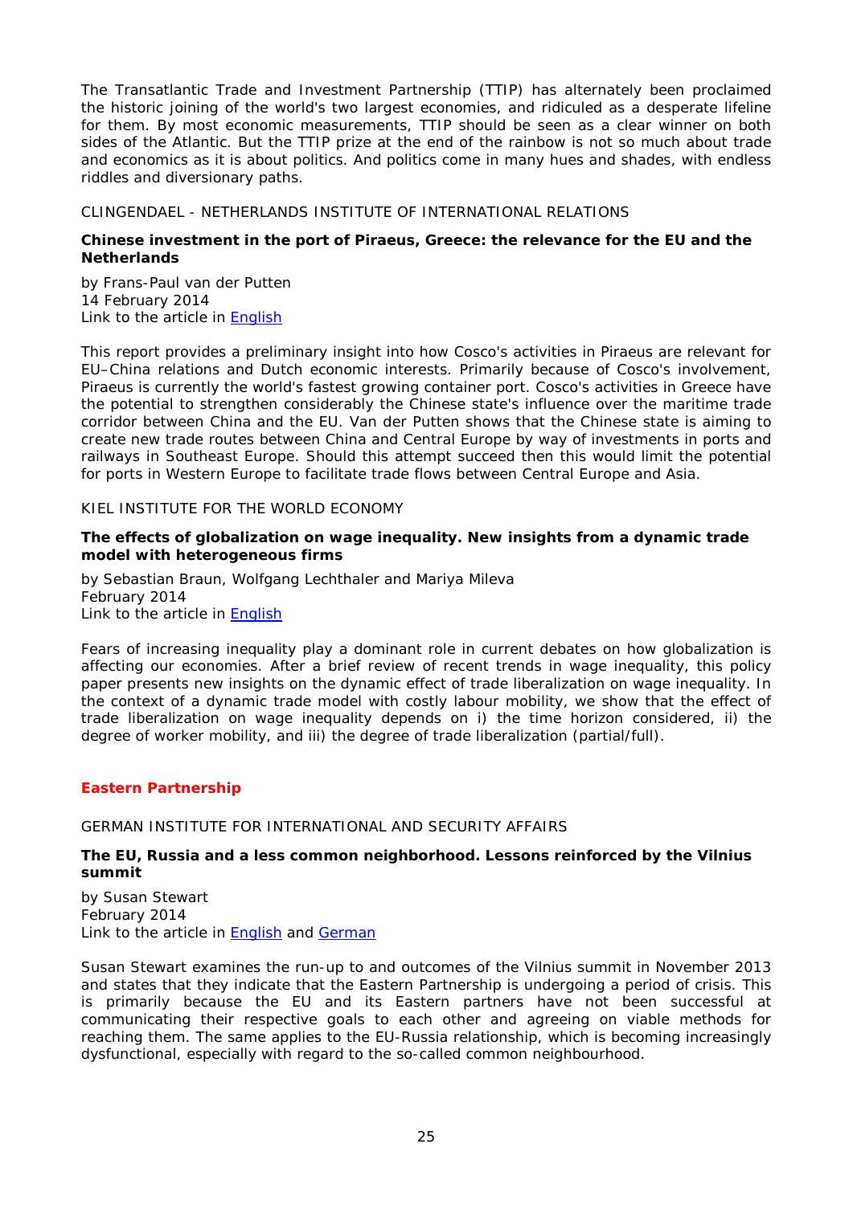The Transatlantic Trade and Investment Partnership (TTIP) has alternately been proclaimed the historic joining of the world's two largest economies, and ridiculed as a desperate lifeline for them. By most economic measurements, TTIP should be seen as a clear winner on both sides of the Atlantic. But the TTIP prize at the end of the rainbow is not so much about trade and economics as it is about politics. And politics come in many hues and shades, with endless riddles and diversionary paths.

CLINGENDAEL - NETHERLANDS INSTITUTE OF INTERNATIONAL RELATIONS

**Chinese investment in the port of Piraeus, Greece: the relevance for the EU and the Netherlands**

by Frans-Paul van der Putten
14 February 2014
Link to the article in English

This report provides a preliminary insight into how Cosco's activities in Piraeus are relevant for EU–China relations and Dutch economic interests. Primarily because of Cosco's involvement, Piraeus is currently the world's fastest growing container port. Cosco's activities in Greece have the potential to strengthen considerably the Chinese state's influence over the maritime trade corridor between China and the EU. Van der Putten shows that the Chinese state is aiming to create new trade routes between China and Central Europe by way of investments in ports and railways in Southeast Europe. Should this attempt succeed then this would limit the potential for ports in Western Europe to facilitate trade flows between Central Europe and Asia.

KIEL INSTITUTE FOR THE WORLD ECONOMY

**The effects of globalization on wage inequality. New insights from a dynamic trade model with heterogeneous firms**

by Sebastian Braun, Wolfgang Lechthaler and Mariya Mileva
February 2014
Link to the article in English

Fears of increasing inequality play a dominant role in current debates on how globalization is affecting our economies. After a brief review of recent trends in wage inequality, this policy paper presents new insights on the dynamic effect of trade liberalization on wage inequality. In the context of a dynamic trade model with costly labour mobility, we show that the effect of trade liberalization on wage inequality depends on i) the time horizon considered, ii) the degree of worker mobility, and iii) the degree of trade liberalization (partial/full).

## Eastern Partnership

GERMAN INSTITUTE FOR INTERNATIONAL AND SECURITY AFFAIRS

**The EU, Russia and a less common neighborhood. Lessons reinforced by the Vilnius summit**

by Susan Stewart
February 2014
Link to the article in English and German

Susan Stewart examines the run-up to and outcomes of the Vilnius summit in November 2013 and states that they indicate that the Eastern Partnership is undergoing a period of crisis. This is primarily because the EU and its Eastern partners have not been successful at communicating their respective goals to each other and agreeing on viable methods for reaching them. The same applies to the EU-Russia relationship, which is becoming increasingly dysfunctional, especially with regard to the so-called common neighbourhood.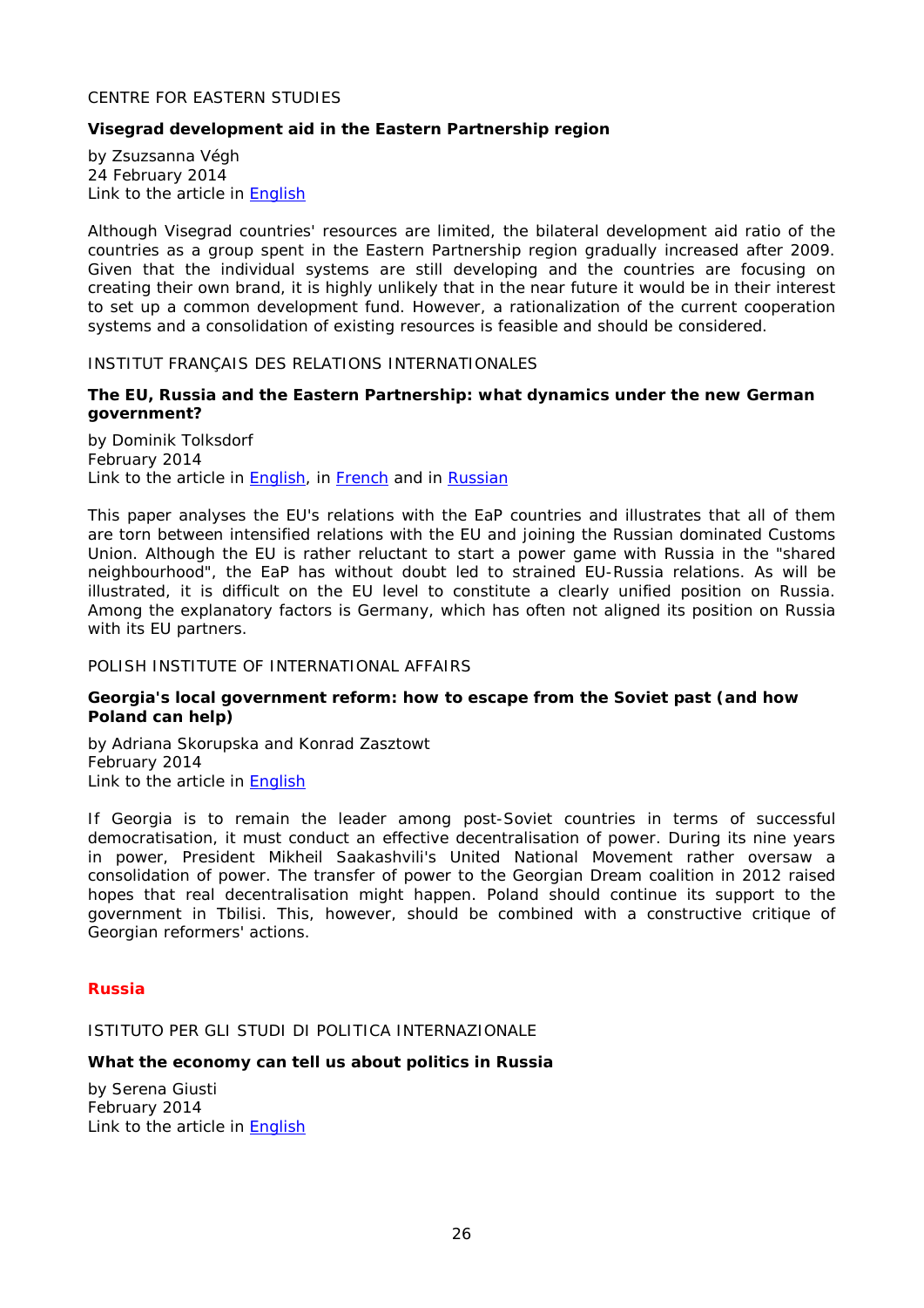CENTRE FOR EASTERN STUDIES

**Visegrad development aid in the Eastern Partnership region**

by Zsuzsanna Végh
24 February 2014
Link to the article in English

Although Visegrad countries' resources are limited, the bilateral development aid ratio of the countries as a group spent in the Eastern Partnership region gradually increased after 2009. Given that the individual systems are still developing and the countries are focusing on creating their own brand, it is highly unlikely that in the near future it would be in their interest to set up a common development fund. However, a rationalization of the current cooperation systems and a consolidation of existing resources is feasible and should be considered.

INSTITUT FRANÇAIS DES RELATIONS INTERNATIONALES

**The EU, Russia and the Eastern Partnership: what dynamics under the new German government?**

by Dominik Tolksdorf
February 2014
Link to the article in English, in French and in Russian

This paper analyses the EU's relations with the EaP countries and illustrates that all of them are torn between intensified relations with the EU and joining the Russian dominated Customs Union. Although the EU is rather reluctant to start a power game with Russia in the "shared neighbourhood", the EaP has without doubt led to strained EU-Russia relations. As will be illustrated, it is difficult on the EU level to constitute a clearly unified position on Russia. Among the explanatory factors is Germany, which has often not aligned its position on Russia with its EU partners.

POLISH INSTITUTE OF INTERNATIONAL AFFAIRS

**Georgia's local government reform: how to escape from the Soviet past (and how Poland can help)**

by Adriana Skorupska and Konrad Zasztowt
February 2014
Link to the article in English

If Georgia is to remain the leader among post-Soviet countries in terms of successful democratisation, it must conduct an effective decentralisation of power. During its nine years in power, President Mikheil Saakashvili's United National Movement rather oversaw a consolidation of power. The transfer of power to the Georgian Dream coalition in 2012 raised hopes that real decentralisation might happen. Poland should continue its support to the government in Tbilisi. This, however, should be combined with a constructive critique of Georgian reformers' actions.

## Russia

ISTITUTO PER GLI STUDI DI POLITICA INTERNAZIONALE

**What the economy can tell us about politics in Russia**

by Serena Giusti
February 2014
Link to the article in English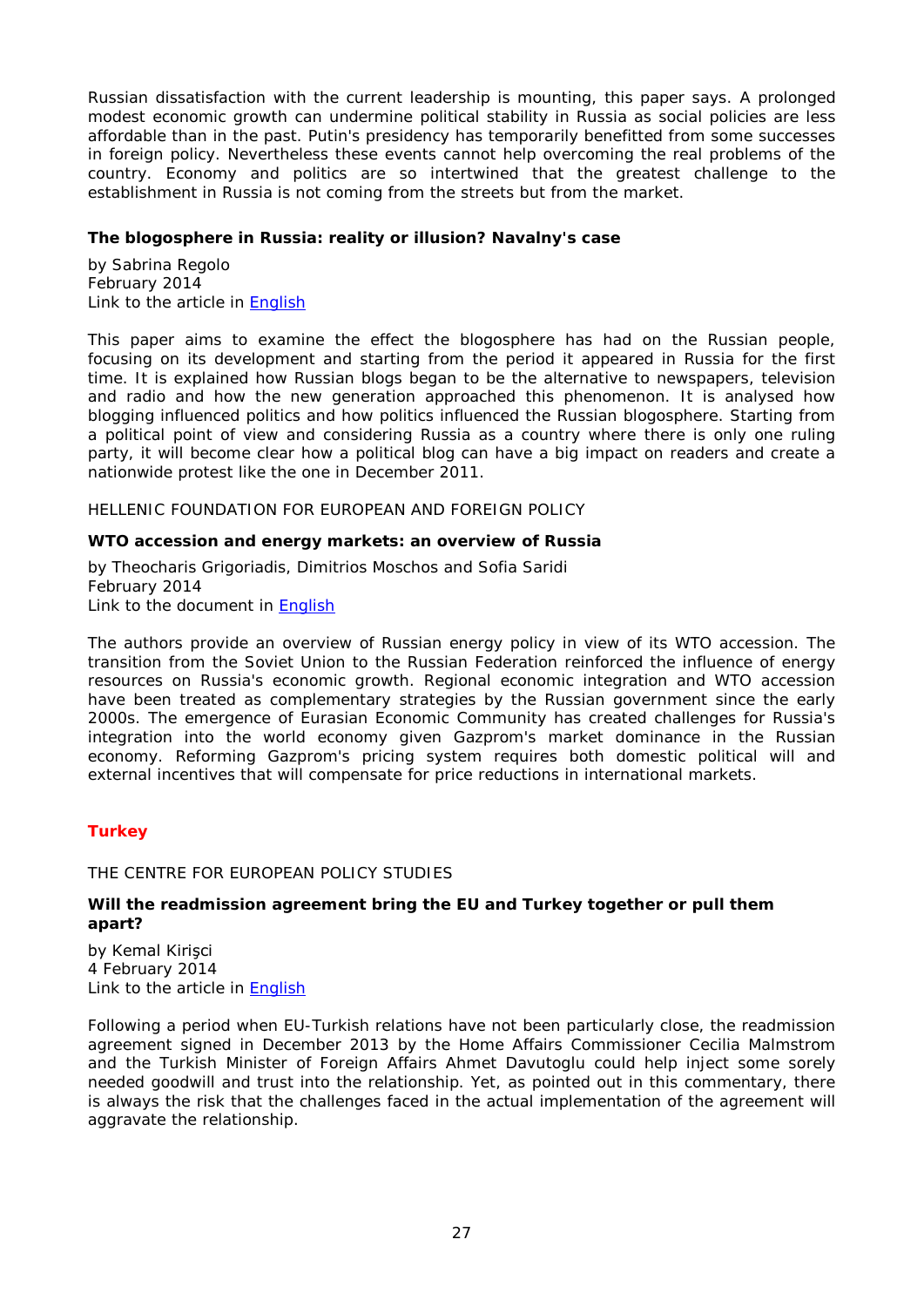Russian dissatisfaction with the current leadership is mounting, this paper says. A prolonged modest economic growth can undermine political stability in Russia as social policies are less affordable than in the past. Putin's presidency has temporarily benefitted from some successes in foreign policy. Nevertheless these events cannot help overcoming the real problems of the country. Economy and politics are so intertwined that the greatest challenge to the establishment in Russia is not coming from the streets but from the market.

**The blogosphere in Russia: reality or illusion? Navalny's case**

by Sabrina Regolo
February 2014
Link to the article in English

This paper aims to examine the effect the blogosphere has had on the Russian people, focusing on its development and starting from the period it appeared in Russia for the first time. It is explained how Russian blogs began to be the alternative to newspapers, television and radio and how the new generation approached this phenomenon. It is analysed how blogging influenced politics and how politics influenced the Russian blogosphere. Starting from a political point of view and considering Russia as a country where there is only one ruling party, it will become clear how a political blog can have a big impact on readers and create a nationwide protest like the one in December 2011.

HELLENIC FOUNDATION FOR EUROPEAN AND FOREIGN POLICY

**WTO accession and energy markets: an overview of Russia**

by Theocharis Grigoriadis, Dimitrios Moschos and Sofia Saridi
February 2014
Link to the document in English

The authors provide an overview of Russian energy policy in view of its WTO accession. The transition from the Soviet Union to the Russian Federation reinforced the influence of energy resources on Russia's economic growth. Regional economic integration and WTO accession have been treated as complementary strategies by the Russian government since the early 2000s. The emergence of Eurasian Economic Community has created challenges for Russia's integration into the world economy given Gazprom's market dominance in the Russian economy. Reforming Gazprom's pricing system requires both domestic political will and external incentives that will compensate for price reductions in international markets.

## Turkey

THE CENTRE FOR EUROPEAN POLICY STUDIES

**Will the readmission agreement bring the EU and Turkey together or pull them apart?**

by Kemal Kirişci
4 February 2014
Link to the article in English

Following a period when EU-Turkish relations have not been particularly close, the readmission agreement signed in December 2013 by the Home Affairs Commissioner Cecilia Malmstrom and the Turkish Minister of Foreign Affairs Ahmet Davutoglu could help inject some sorely needed goodwill and trust into the relationship. Yet, as pointed out in this commentary, there is always the risk that the challenges faced in the actual implementation of the agreement will aggravate the relationship.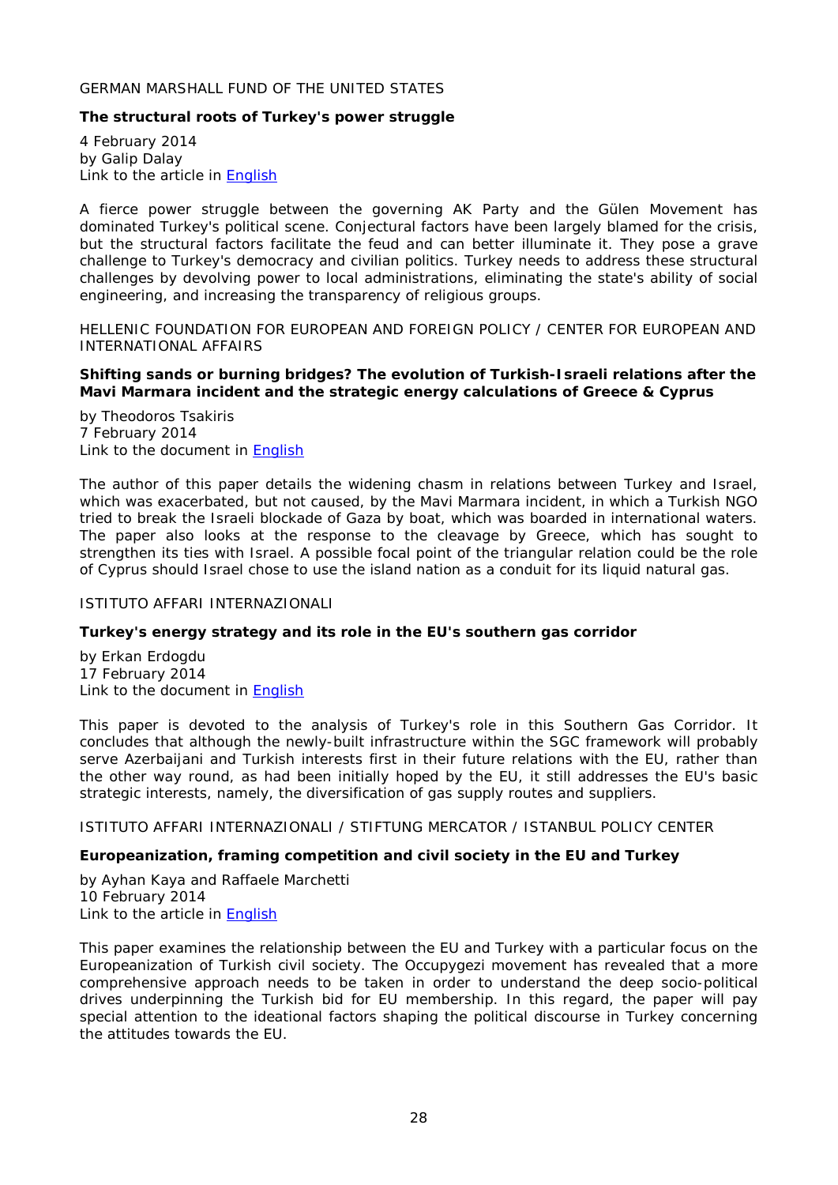GERMAN MARSHALL FUND OF THE UNITED STATES

**The structural roots of Turkey's power struggle**

4 February 2014
by Galip Dalay
Link to the article in English

A fierce power struggle between the governing AK Party and the Gülen Movement has dominated Turkey's political scene. Conjectural factors have been largely blamed for the crisis, but the structural factors facilitate the feud and can better illuminate it. They pose a grave challenge to Turkey's democracy and civilian politics. Turkey needs to address these structural challenges by devolving power to local administrations, eliminating the state's ability of social engineering, and increasing the transparency of religious groups.

HELLENIC FOUNDATION FOR EUROPEAN AND FOREIGN POLICY / CENTER FOR EUROPEAN AND INTERNATIONAL AFFAIRS

**Shifting sands or burning bridges? The evolution of Turkish-Israeli relations after the Mavi Marmara incident and the strategic energy calculations of Greece & Cyprus**

by Theodoros Tsakiris
7 February 2014
Link to the document in English

The author of this paper details the widening chasm in relations between Turkey and Israel, which was exacerbated, but not caused, by the Mavi Marmara incident, in which a Turkish NGO tried to break the Israeli blockade of Gaza by boat, which was boarded in international waters. The paper also looks at the response to the cleavage by Greece, which has sought to strengthen its ties with Israel. A possible focal point of the triangular relation could be the role of Cyprus should Israel chose to use the island nation as a conduit for its liquid natural gas.

ISTITUTO AFFARI INTERNAZIONALI

**Turkey's energy strategy and its role in the EU's southern gas corridor**

by Erkan Erdogdu
17 February 2014
Link to the document in English

This paper is devoted to the analysis of Turkey's role in this Southern Gas Corridor. It concludes that although the newly-built infrastructure within the SGC framework will probably serve Azerbaijani and Turkish interests first in their future relations with the EU, rather than the other way round, as had been initially hoped by the EU, it still addresses the EU's basic strategic interests, namely, the diversification of gas supply routes and suppliers.

ISTITUTO AFFARI INTERNAZIONALI / STIFTUNG MERCATOR / ISTANBUL POLICY CENTER

**Europeanization, framing competition and civil society in the EU and Turkey**

by Ayhan Kaya and Raffaele Marchetti
10 February 2014
Link to the article in English

This paper examines the relationship between the EU and Turkey with a particular focus on the Europeanization of Turkish civil society. The Occupygezi movement has revealed that a more comprehensive approach needs to be taken in order to understand the deep socio-political drives underpinning the Turkish bid for EU membership. In this regard, the paper will pay special attention to the ideational factors shaping the political discourse in Turkey concerning the attitudes towards the EU.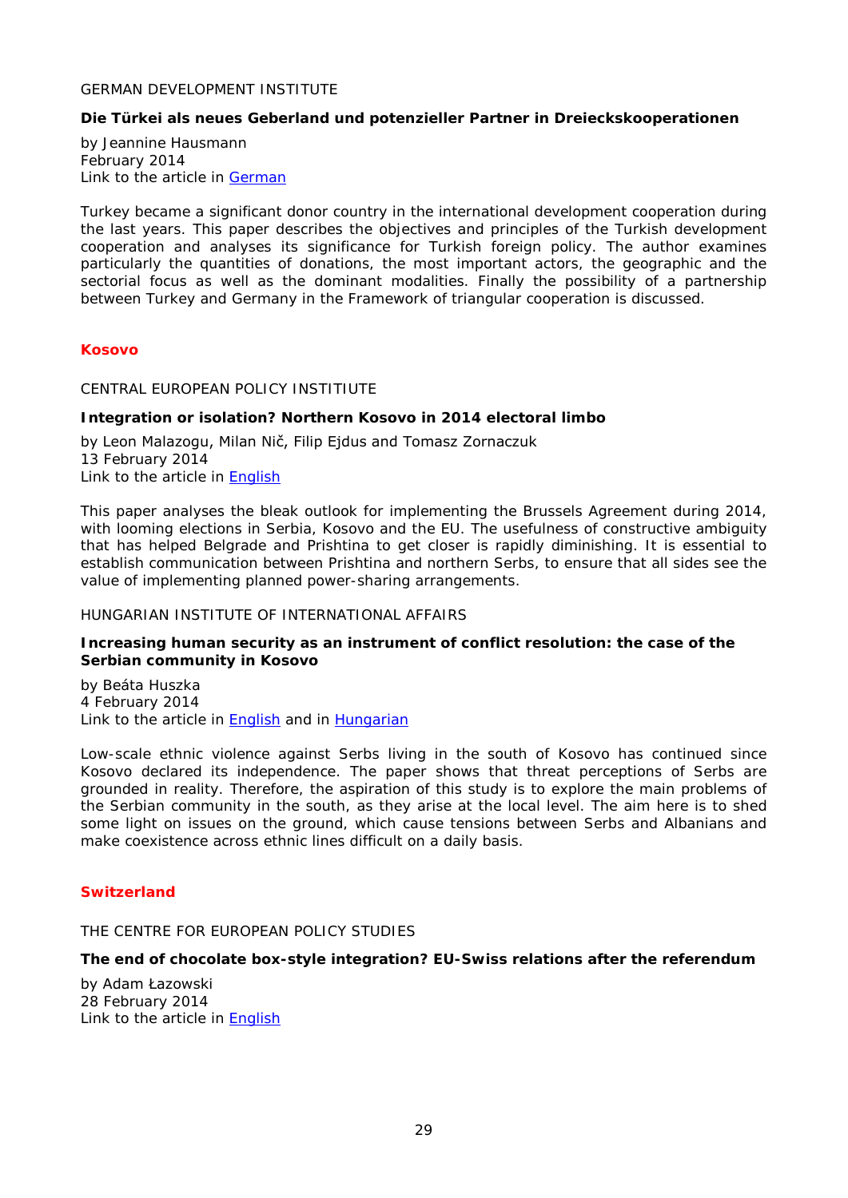GERMAN DEVELOPMENT INSTITUTE

**Die Türkei als neues Geberland und potenzieller Partner in Dreieckskooperationen**

by Jeannine Hausmann
February 2014
Link to the article in German

Turkey became a significant donor country in the international development cooperation during the last years. This paper describes the objectives and principles of the Turkish development cooperation and analyses its significance for Turkish foreign policy. The author examines particularly the quantities of donations, the most important actors, the geographic and the sectorial focus as well as the dominant modalities. Finally the possibility of a partnership between Turkey and Germany in the Framework of triangular cooperation is discussed.

## Kosovo

CENTRAL EUROPEAN POLICY INSTITUTE

**Integration or isolation? Northern Kosovo in 2014 electoral limbo**

by Leon Malazogu, Milan Nič, Filip Ejdus and Tomasz Zornaczuk
13 February 2014
Link to the article in English

This paper analyses the bleak outlook for implementing the Brussels Agreement during 2014, with looming elections in Serbia, Kosovo and the EU. The usefulness of constructive ambiguity that has helped Belgrade and Prishtina to get closer is rapidly diminishing. It is essential to establish communication between Prishtina and northern Serbs, to ensure that all sides see the value of implementing planned power-sharing arrangements.

HUNGARIAN INSTITUTE OF INTERNATIONAL AFFAIRS

**Increasing human security as an instrument of conflict resolution: the case of the Serbian community in Kosovo**

by Beáta Huszka
4 February 2014
Link to the article in English and in Hungarian

Low-scale ethnic violence against Serbs living in the south of Kosovo has continued since Kosovo declared its independence. The paper shows that threat perceptions of Serbs are grounded in reality. Therefore, the aspiration of this study is to explore the main problems of the Serbian community in the south, as they arise at the local level. The aim here is to shed some light on issues on the ground, which cause tensions between Serbs and Albanians and make coexistence across ethnic lines difficult on a daily basis.

## Switzerland

THE CENTRE FOR EUROPEAN POLICY STUDIES

**The end of chocolate box-style integration? EU-Swiss relations after the referendum**

by Adam Łazowski
28 February 2014
Link to the article in English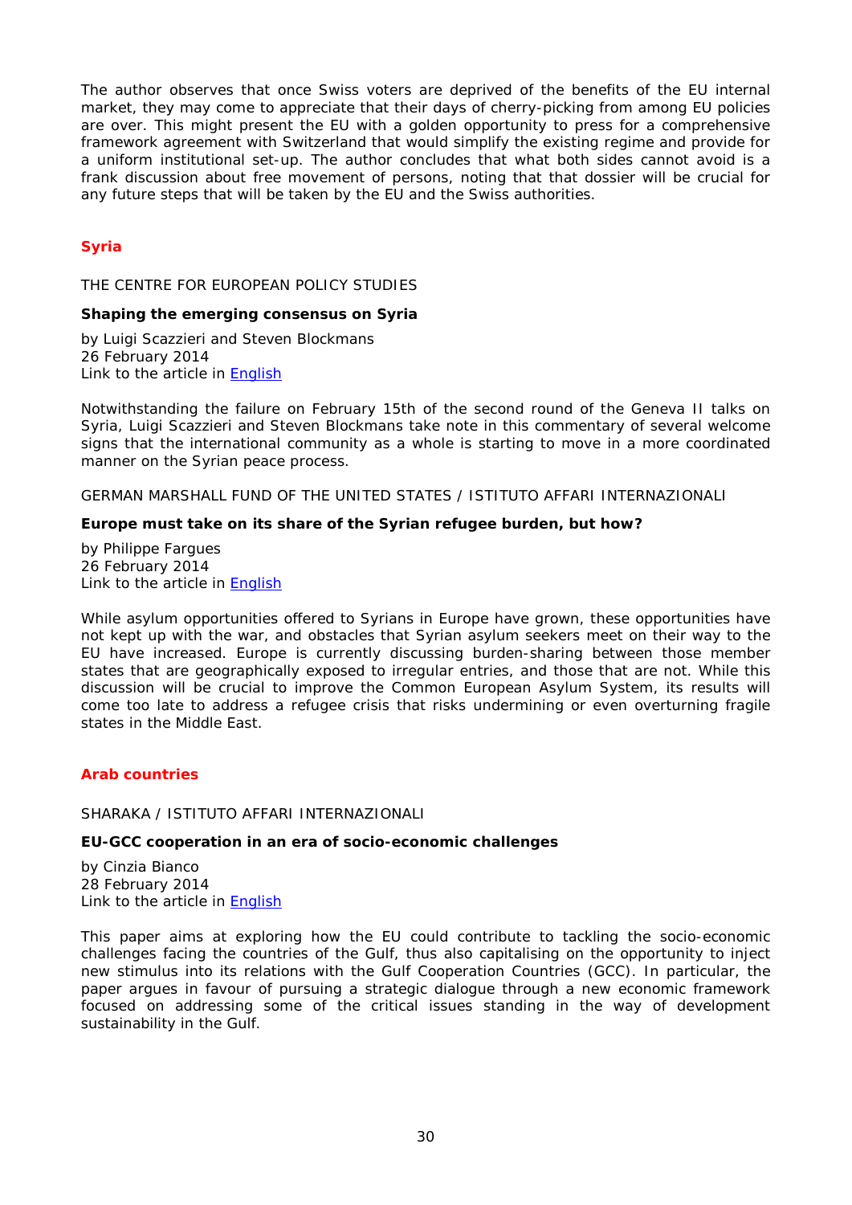The author observes that once Swiss voters are deprived of the benefits of the EU internal market, they may come to appreciate that their days of cherry-picking from among EU policies are over. This might present the EU with a golden opportunity to press for a comprehensive framework agreement with Switzerland that would simplify the existing regime and provide for a uniform institutional set-up. The author concludes that what both sides cannot avoid is a frank discussion about free movement of persons, noting that that dossier will be crucial for any future steps that will be taken by the EU and the Swiss authorities.

## Syria

THE CENTRE FOR EUROPEAN POLICY STUDIES

**Shaping the emerging consensus on Syria**

by Luigi Scazzieri and Steven Blockmans
26 February 2014
Link to the article in English

Notwithstanding the failure on February 15th of the second round of the Geneva II talks on Syria, Luigi Scazzieri and Steven Blockmans take note in this commentary of several welcome signs that the international community as a whole is starting to move in a more coordinated manner on the Syrian peace process.

GERMAN MARSHALL FUND OF THE UNITED STATES / ISTITUTO AFFARI INTERNAZIONALI

**Europe must take on its share of the Syrian refugee burden, but how?**

by Philippe Fargues
26 February 2014
Link to the article in English

While asylum opportunities offered to Syrians in Europe have grown, these opportunities have not kept up with the war, and obstacles that Syrian asylum seekers meet on their way to the EU have increased. Europe is currently discussing burden-sharing between those member states that are geographically exposed to irregular entries, and those that are not. While this discussion will be crucial to improve the Common European Asylum System, its results will come too late to address a refugee crisis that risks undermining or even overturning fragile states in the Middle East.

## Arab countries

SHARAKA / ISTITUTO AFFARI INTERNAZIONALI

**EU-GCC cooperation in an era of socio-economic challenges**

by Cinzia Bianco
28 February 2014
Link to the article in English

This paper aims at exploring how the EU could contribute to tackling the socio-economic challenges facing the countries of the Gulf, thus also capitalising on the opportunity to inject new stimulus into its relations with the Gulf Cooperation Countries (GCC). In particular, the paper argues in favour of pursuing a strategic dialogue through a new economic framework focused on addressing some of the critical issues standing in the way of development sustainability in the Gulf.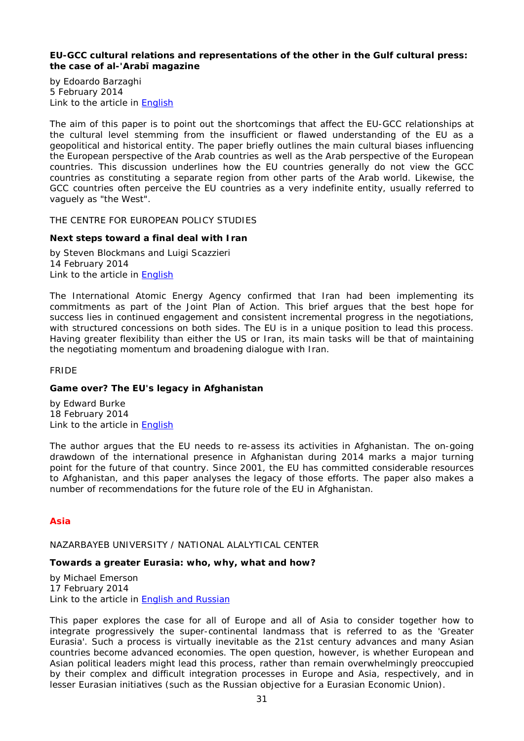**EU-GCC cultural relations and representations of the other in the Gulf cultural press: the case of al-'Arabī magazine**

by Edoardo Barzaghi
5 February 2014
Link to the article in English

The aim of this paper is to point out the shortcomings that affect the EU-GCC relationships at the cultural level stemming from the insufficient or flawed understanding of the EU as a geopolitical and historical entity. The paper briefly outlines the main cultural biases influencing the European perspective of the Arab countries as well as the Arab perspective of the European countries. This discussion underlines how the EU countries generally do not view the GCC countries as constituting a separate region from other parts of the Arab world. Likewise, the GCC countries often perceive the EU countries as a very indefinite entity, usually referred to vaguely as "the West".

THE CENTRE FOR EUROPEAN POLICY STUDIES

**Next steps toward a final deal with Iran**

by Steven Blockmans and Luigi Scazzieri
14 February 2014
Link to the article in English

The International Atomic Energy Agency confirmed that Iran had been implementing its commitments as part of the Joint Plan of Action. This brief argues that the best hope for success lies in continued engagement and consistent incremental progress in the negotiations, with structured concessions on both sides. The EU is in a unique position to lead this process. Having greater flexibility than either the US or Iran, its main tasks will be that of maintaining the negotiating momentum and broadening dialogue with Iran.

FRIDE

**Game over? The EU's legacy in Afghanistan**

by Edward Burke
18 February 2014
Link to the article in English

The author argues that the EU needs to re-assess its activities in Afghanistan. The on-going drawdown of the international presence in Afghanistan during 2014 marks a major turning point for the future of that country. Since 2001, the EU has committed considerable resources to Afghanistan, and this paper analyses the legacy of those efforts. The paper also makes a number of recommendations for the future role of the EU in Afghanistan.

## Asia

NAZARBAYEB UNIVERSITY / NATIONAL ALALYTICAL CENTER

**Towards a greater Eurasia: who, why, what and how?**

by Michael Emerson
17 February 2014
Link to the article in English and Russian

This paper explores the case for all of Europe and all of Asia to consider together how to integrate progressively the super-continental landmass that is referred to as the 'Greater Eurasia'. Such a process is virtually inevitable as the 21st century advances and many Asian countries become advanced economies. The open question, however, is whether European and Asian political leaders might lead this process, rather than remain overwhelmingly preoccupied by their complex and difficult integration processes in Europe and Asia, respectively, and in lesser Eurasian initiatives (such as the Russian objective for a Eurasian Economic Union).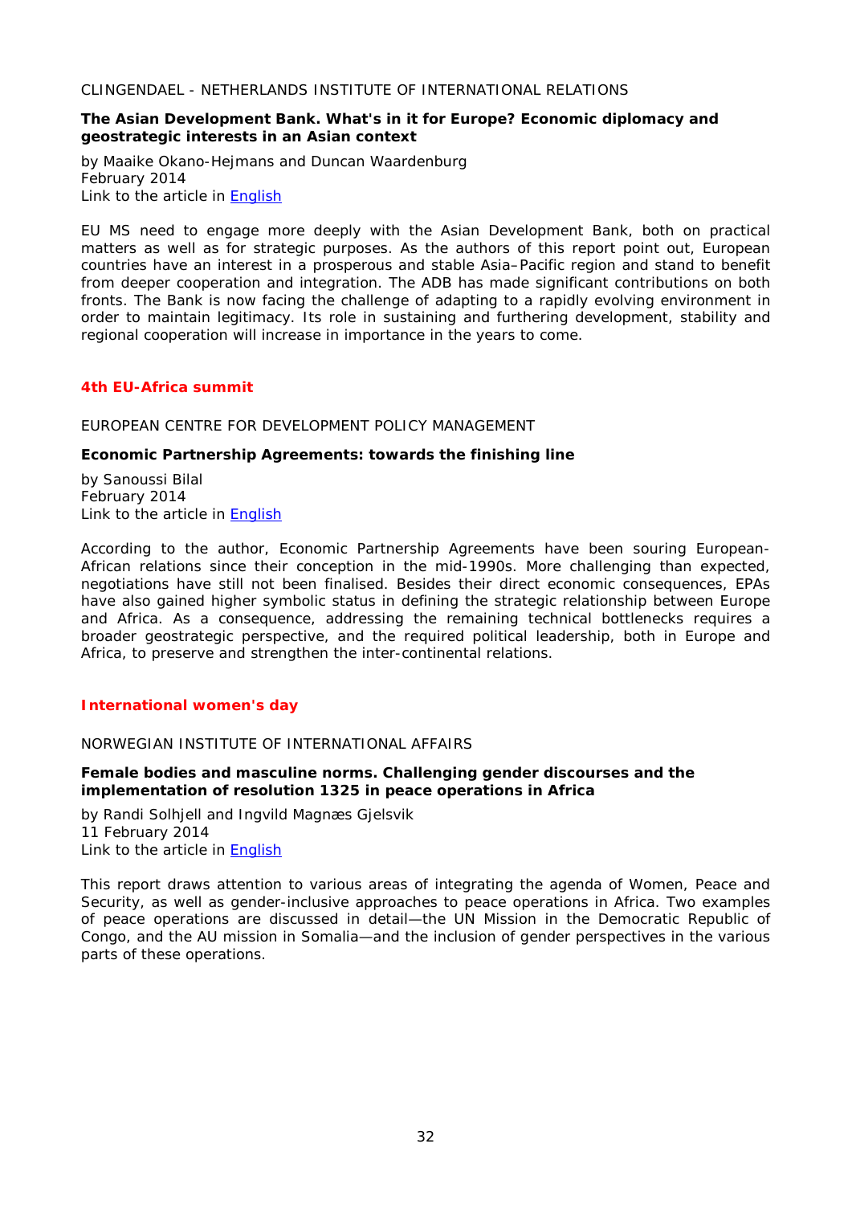CLINGENDAEL - NETHERLANDS INSTITUTE OF INTERNATIONAL RELATIONS

**The Asian Development Bank. What's in it for Europe? Economic diplomacy and geostrategic interests in an Asian context**

by Maaike Okano-Hejmans and Duncan Waardenburg
February 2014
Link to the article in English

EU MS need to engage more deeply with the Asian Development Bank, both on practical matters as well as for strategic purposes. As the authors of this report point out, European countries have an interest in a prosperous and stable Asia–Pacific region and stand to benefit from deeper cooperation and integration. The ADB has made significant contributions on both fronts. The Bank is now facing the challenge of adapting to a rapidly evolving environment in order to maintain legitimacy. Its role in sustaining and furthering development, stability and regional cooperation will increase in importance in the years to come.

## 4th EU-Africa summit

EUROPEAN CENTRE FOR DEVELOPMENT POLICY MANAGEMENT

**Economic Partnership Agreements: towards the finishing line**

by Sanoussi Bilal
February 2014
Link to the article in English

According to the author, Economic Partnership Agreements have been souring European-African relations since their conception in the mid-1990s. More challenging than expected, negotiations have still not been finalised. Besides their direct economic consequences, EPAs have also gained higher symbolic status in defining the strategic relationship between Europe and Africa. As a consequence, addressing the remaining technical bottlenecks requires a broader geostrategic perspective, and the required political leadership, both in Europe and Africa, to preserve and strengthen the inter-continental relations.

## International women's day

NORWEGIAN INSTITUTE OF INTERNATIONAL AFFAIRS

**Female bodies and masculine norms. Challenging gender discourses and the implementation of resolution 1325 in peace operations in Africa**

by Randi Solhjell and Ingvild Magnæs Gjelsvik
11 February 2014
Link to the article in English

This report draws attention to various areas of integrating the agenda of Women, Peace and Security, as well as gender-inclusive approaches to peace operations in Africa. Two examples of peace operations are discussed in detail—the UN Mission in the Democratic Republic of Congo, and the AU mission in Somalia—and the inclusion of gender perspectives in the various parts of these operations.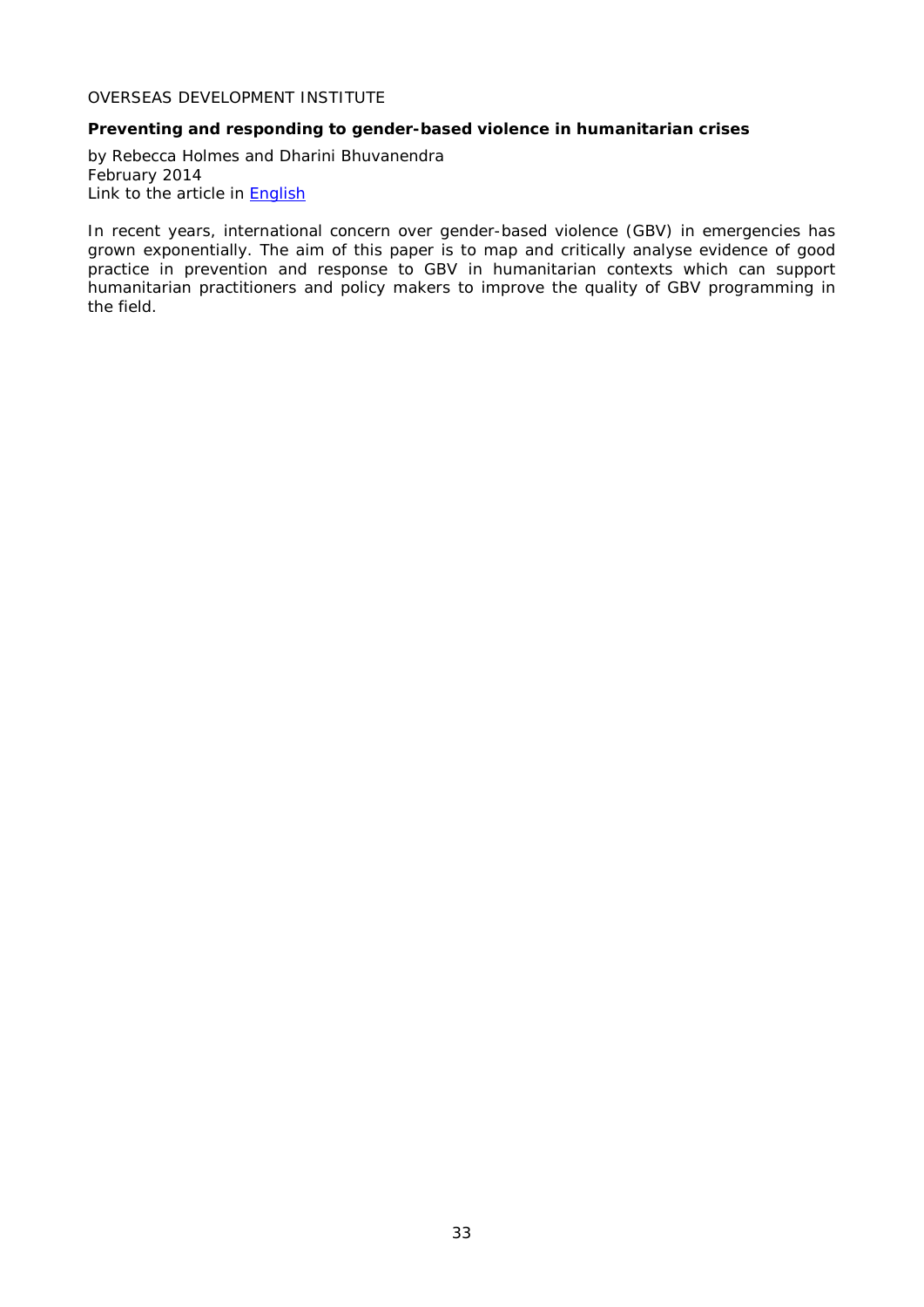OVERSEAS DEVELOPMENT INSTITUTE

**Preventing and responding to gender-based violence in humanitarian crises**

by Rebecca Holmes and Dharini Bhuvanendra
February 2014
Link to the article in English

In recent years, international concern over gender-based violence (GBV) in emergencies has grown exponentially. The aim of this paper is to map and critically analyse evidence of good practice in prevention and response to GBV in humanitarian contexts which can support humanitarian practitioners and policy makers to improve the quality of GBV programming in the field.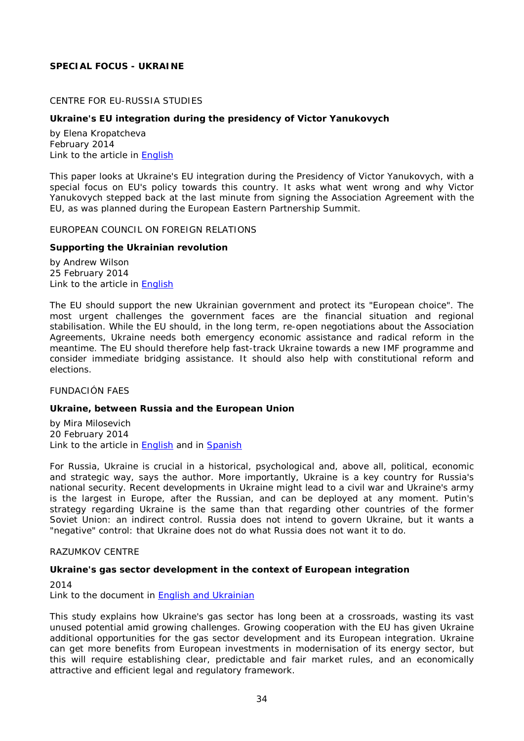**SPECIAL FOCUS - UKRAINE**

CENTRE FOR EU-RUSSIA STUDIES

**Ukraine's EU integration during the presidency of Victor Yanukovych**

by Elena Kropatcheva
February 2014
Link to the article in English

This paper looks at Ukraine's EU integration during the Presidency of Victor Yanukovych, with a special focus on EU's policy towards this country. It asks what went wrong and why Victor Yanukovych stepped back at the last minute from signing the Association Agreement with the EU, as was planned during the European Eastern Partnership Summit.

EUROPEAN COUNCIL ON FOREIGN RELATIONS

**Supporting the Ukrainian revolution**

by Andrew Wilson
25 February 2014
Link to the article in English

The EU should support the new Ukrainian government and protect its "European choice". The most urgent challenges the government faces are the financial situation and regional stabilisation. While the EU should, in the long term, re-open negotiations about the Association Agreements, Ukraine needs both emergency economic assistance and radical reform in the meantime. The EU should therefore help fast-track Ukraine towards a new IMF programme and consider immediate bridging assistance. It should also help with constitutional reform and elections.

FUNDACIÓN FAES

**Ukraine, between Russia and the European Union**

by Mira Milosevich
20 February 2014
Link to the article in English and in Spanish

For Russia, Ukraine is crucial in a historical, psychological and, above all, political, economic and strategic way, says the author. More importantly, Ukraine is a key country for Russia's national security. Recent developments in Ukraine might lead to a civil war and Ukraine's army is the largest in Europe, after the Russian, and can be deployed at any moment. Putin's strategy regarding Ukraine is the same than that regarding other countries of the former Soviet Union: an indirect control. Russia does not intend to govern Ukraine, but it wants a "negative" control: that Ukraine does not do what Russia does not want it to do.

RAZUMKOV CENTRE

**Ukraine's gas sector development in the context of European integration**

2014
Link to the document in English and Ukrainian

This study explains how Ukraine's gas sector has long been at a crossroads, wasting its vast unused potential amid growing challenges. Growing cooperation with the EU has given Ukraine additional opportunities for the gas sector development and its European integration. Ukraine can get more benefits from European investments in modernisation of its energy sector, but this will require establishing clear, predictable and fair market rules, and an economically attractive and efficient legal and regulatory framework.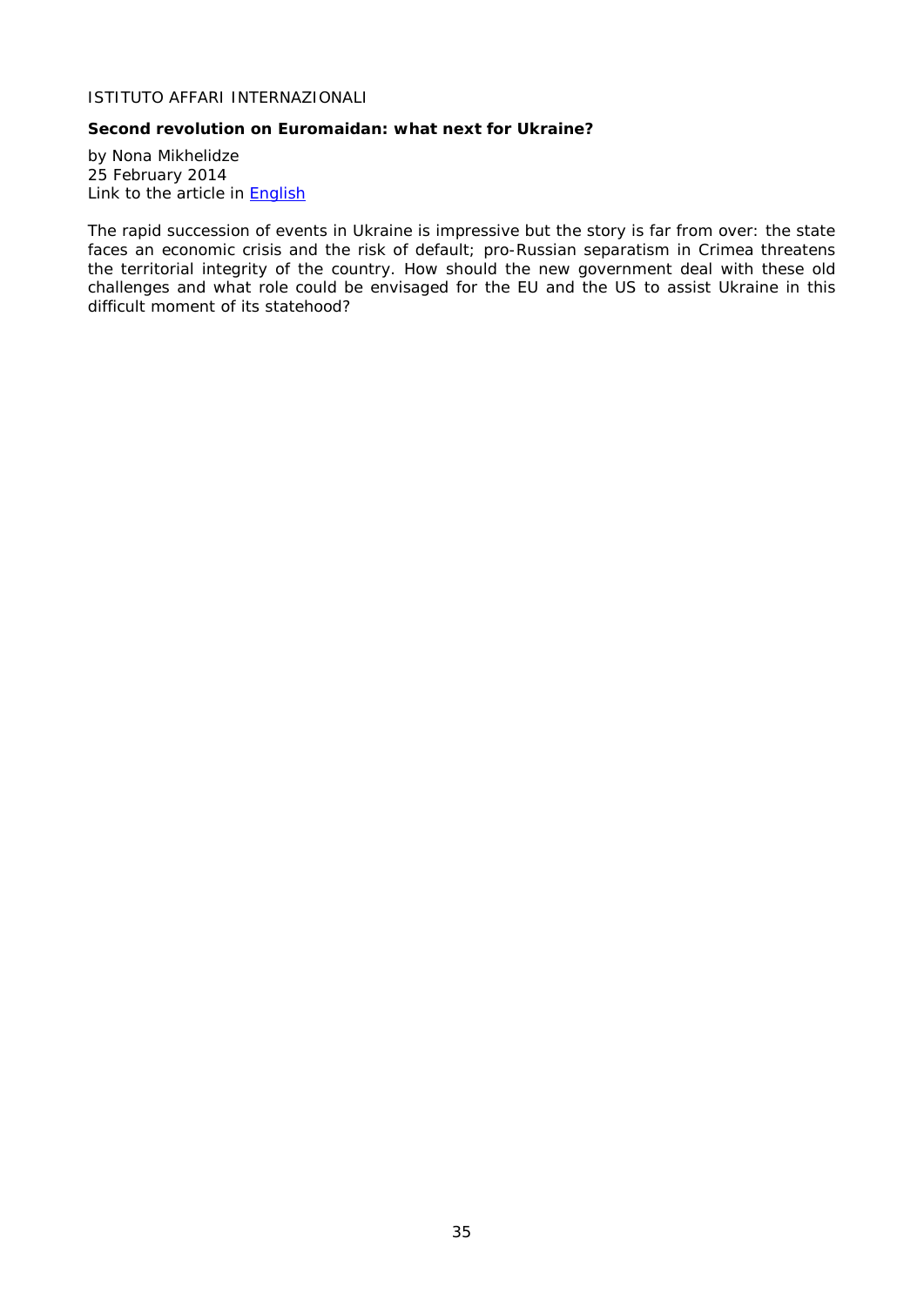ISTITUTO AFFARI INTERNAZIONALI

**Second revolution on Euromaidan: what next for Ukraine?**

by Nona Mikhelidze
25 February 2014
Link to the article in English

The rapid succession of events in Ukraine is impressive but the story is far from over: the state faces an economic crisis and the risk of default; pro-Russian separatism in Crimea threatens the territorial integrity of the country. How should the new government deal with these old challenges and what role could be envisaged for the EU and the US to assist Ukraine in this difficult moment of its statehood?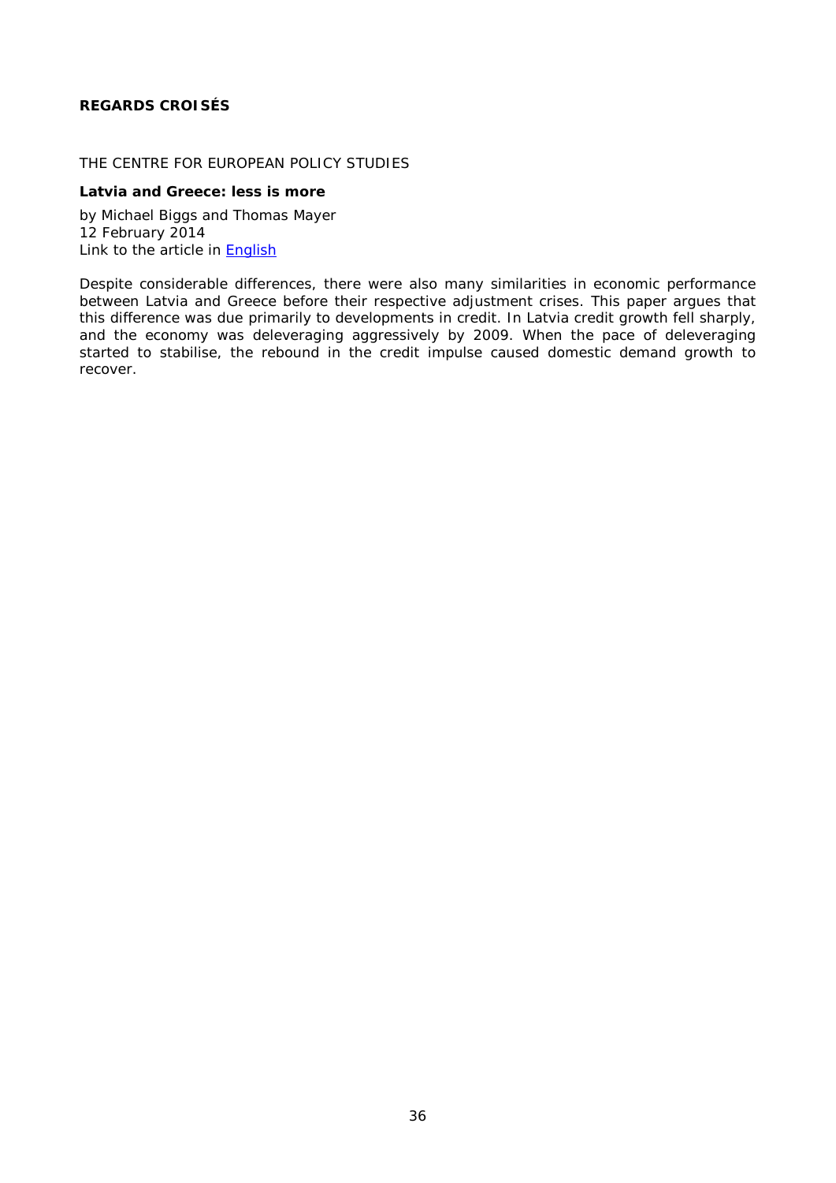**REGARDS CROISÉS**

THE CENTRE FOR EUROPEAN POLICY STUDIES

**Latvia and Greece: less is more**

by Michael Biggs and Thomas Mayer
12 February 2014
Link to the article in English

Despite considerable differences, there were also many similarities in economic performance between Latvia and Greece before their respective adjustment crises. This paper argues that this difference was due primarily to developments in credit. In Latvia credit growth fell sharply, and the economy was deleveraging aggressively by 2009. When the pace of deleveraging started to stabilise, the rebound in the credit impulse caused domestic demand growth to recover.